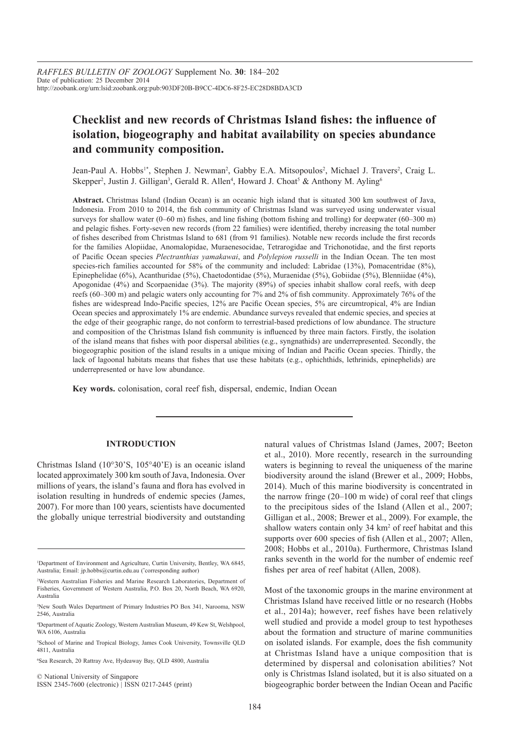*RAFFLES BULLETIN OF ZOOLOGY* Supplement No. **30**: 184–202
Date of publication: 25 December 2014
http://zoobank.org/urn:lsid:zoobank.org:pub:903DF20B-B9CC-4DC6-8F25-EC28D8BDA3CD

# Checklist and new records of Christmas Island fishes: the influence of isolation, biogeography and habitat availability on species abundance and community composition.

Jean-Paul A. Hobbs[1*], Stephen J. Newman[2], Gabby E.A. Mitsopoulos[2], Michael J. Travers[2], Craig L. Skepper[2], Justin J. Gilligan[3], Gerald R. Allen[4], Howard J. Choat[5] & Anthony M. Ayling[6]

**Abstract.** Christmas Island (Indian Ocean) is an oceanic high island that is situated 300 km southwest of Java, Indonesia. From 2010 to 2014, the fish community of Christmas Island was surveyed using underwater visual surveys for shallow water (0–60 m) fishes, and line fishing (bottom fishing and trolling) for deepwater (60–300 m) and pelagic fishes. Forty-seven new records (from 22 families) were identified, thereby increasing the total number of fishes described from Christmas Island to 681 (from 91 families). Notable new records include the first records for the families Alopiidae, Anomalopidae, Muraenesocidae, Tetrarogidae and Trichonotidae, and the first reports of Pacific Ocean species *Plectranthias yamakawai*, and *Polylepion russelli* in the Indian Ocean. The ten most species-rich families accounted for 58% of the community and included: Labridae (13%), Pomacentridae (8%), Epinephelidae (6%), Acanthuridae (5%), Chaetodontidae (5%), Muraenidae (5%), Gobiidae (5%), Blenniidae (4%), Apogonidae (4%) and Scorpaenidae (3%). The majority (89%) of species inhabit shallow coral reefs, with deep reefs (60–300 m) and pelagic waters only accounting for 7% and 2% of fish community. Approximately 76% of the fishes are widespread Indo-Pacific species, 12% are Pacific Ocean species, 5% are circumtropical, 4% are Indian Ocean species and approximately 1% are endemic. Abundance surveys revealed that endemic species, and species at the edge of their geographic range, do not conform to terrestrial-based predictions of low abundance. The structure and composition of the Christmas Island fish community is influenced by three main factors. Firstly, the isolation of the island means that fishes with poor dispersal abilities (e.g., syngnathids) are underrepresented. Secondly, the biogeographic position of the island results in a unique mixing of Indian and Pacific Ocean species. Thirdly, the lack of lagoonal habitats means that fishes that use these habitats (e.g., ophichthids, lethrinids, epinephelids) are underrepresented or have low abundance.

**Key words.** colonisation, coral reef fish, dispersal, endemic, Indian Ocean

## INTRODUCTION

Christmas Island (10°30'S, 105°40'E) is an oceanic island located approximately 300 km south of Java, Indonesia. Over millions of years, the island's fauna and flora has evolved in isolation resulting in hundreds of endemic species (James, 2007). For more than 100 years, scientists have documented the globally unique terrestrial biodiversity and outstanding natural values of Christmas Island (James, 2007; Beeton et al., 2010). More recently, research in the surrounding waters is beginning to reveal the uniqueness of the marine biodiversity around the island (Brewer et al., 2009; Hobbs, 2014). Much of this marine biodiversity is concentrated in the narrow fringe (20–100 m wide) of coral reef that clings to the precipitous sides of the Island (Allen et al., 2007; Gilligan et al., 2008; Brewer et al., 2009). For example, the shallow waters contain only 34 km$^2$ of reef habitat and this supports over 600 species of fish (Allen et al., 2007; Allen, 2008; Hobbs et al., 2010a). Furthermore, Christmas Island ranks seventh in the world for the number of endemic reef fishes per area of reef habitat (Allen, 2008).

Most of the taxonomic groups in the marine environment at Christmas Island have received little or no research (Hobbs et al., 2014a); however, reef fishes have been relatively well studied and provide a model group to test hypotheses about the formation and structure of marine communities on isolated islands. For example, does the fish community at Christmas Island have a unique composition that is determined by dispersal and colonisation abilities? Not only is Christmas Island isolated, but it is also situated on a biogeographic border between the Indian Ocean and Pacific

---

[1]Department of Environment and Agriculture, Curtin University, Bentley, WA 6845, Australia; Email: jp.hobbs@curtin.edu.au (*corresponding author)

[2]Western Australian Fisheries and Marine Research Laboratories, Department of Fisheries, Government of Western Australia, P.O. Box 20, North Beach, WA 6920, Australia

[3]New South Wales Department of Primary Industries PO Box 341, Narooma, NSW 2546, Australia

[4]Department of Aquatic Zoology, Western Australian Museum, 49 Kew St, Welshpool, WA 6106, Australia

[5]School of Marine and Tropical Biology, James Cook University, Townsville QLD 4811, Australia

[6]Sea Research, 20 Rattray Ave, Hydeaway Bay, QLD 4800, Australia

© National University of Singapore
ISSN 2345-7600 (electronic) | ISSN 0217-2445 (print)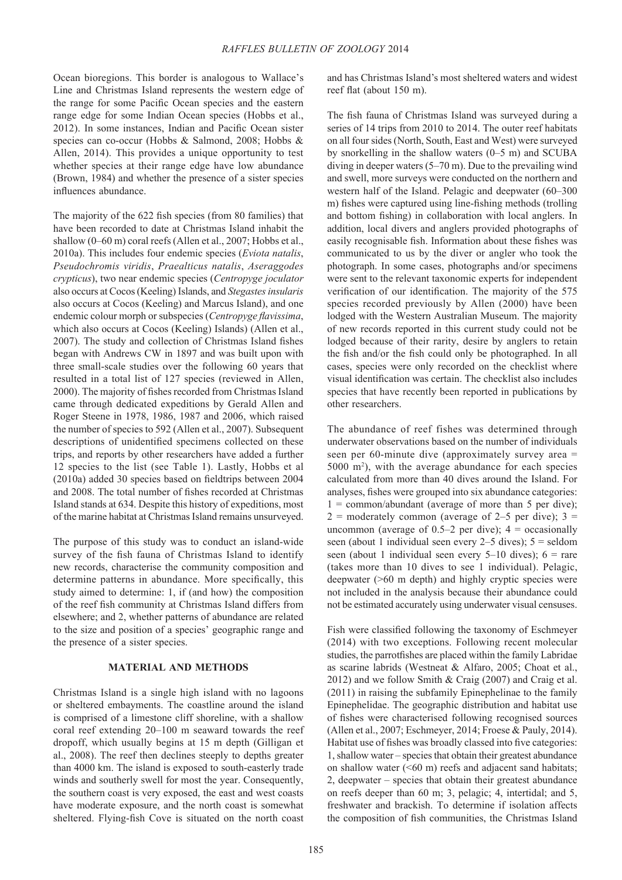Ocean bioregions. This border is analogous to Wallace's Line and Christmas Island represents the western edge of the range for some Pacific Ocean species and the eastern range edge for some Indian Ocean species (Hobbs et al., 2012). In some instances, Indian and Pacific Ocean sister species can co-occur (Hobbs & Salmond, 2008; Hobbs & Allen, 2014). This provides a unique opportunity to test whether species at their range edge have low abundance (Brown, 1984) and whether the presence of a sister species influences abundance.

The majority of the 622 fish species (from 80 families) that have been recorded to date at Christmas Island inhabit the shallow (0–60 m) coral reefs (Allen et al., 2007; Hobbs et al., 2010a). This includes four endemic species (*Eviota natalis*, *Pseudochromis viridis*, *Praealticus natalis*, *Aseraggodes crypticus*), two near endemic species (*Centropyge joculator* also occurs at Cocos (Keeling) Islands, and *Stegastes insularis* also occurs at Cocos (Keeling) and Marcus Island), and one endemic colour morph or subspecies (*Centropyge flavissima*, which also occurs at Cocos (Keeling) Islands) (Allen et al., 2007). The study and collection of Christmas Island fishes began with Andrews CW in 1897 and was built upon with three small-scale studies over the following 60 years that resulted in a total list of 127 species (reviewed in Allen, 2000). The majority of fishes recorded from Christmas Island came through dedicated expeditions by Gerald Allen and Roger Steene in 1978, 1986, 1987 and 2006, which raised the number of species to 592 (Allen et al., 2007). Subsequent descriptions of unidentified specimens collected on these trips, and reports by other researchers have added a further 12 species to the list (see Table 1). Lastly, Hobbs et al (2010a) added 30 species based on fieldtrips between 2004 and 2008. The total number of fishes recorded at Christmas Island stands at 634. Despite this history of expeditions, most of the marine habitat at Christmas Island remains unsurveyed.

The purpose of this study was to conduct an island-wide survey of the fish fauna of Christmas Island to identify new records, characterise the community composition and determine patterns in abundance. More specifically, this study aimed to determine: 1, if (and how) the composition of the reef fish community at Christmas Island differs from elsewhere; and 2, whether patterns of abundance are related to the size and position of a species' geographic range and the presence of a sister species.

## MATERIAL AND METHODS

Christmas Island is a single high island with no lagoons or sheltered embayments. The coastline around the island is comprised of a limestone cliff shoreline, with a shallow coral reef extending 20–100 m seaward towards the reef dropoff, which usually begins at 15 m depth (Gilligan et al., 2008). The reef then declines steeply to depths greater than 4000 km. The island is exposed to south-easterly trade winds and southerly swell for most the year. Consequently, the southern coast is very exposed, the east and west coasts have moderate exposure, and the north coast is somewhat sheltered. Flying-fish Cove is situated on the north coast and has Christmas Island's most sheltered waters and widest reef flat (about 150 m).

The fish fauna of Christmas Island was surveyed during a series of 14 trips from 2010 to 2014. The outer reef habitats on all four sides (North, South, East and West) were surveyed by snorkelling in the shallow waters (0–5 m) and SCUBA diving in deeper waters (5–70 m). Due to the prevailing wind and swell, more surveys were conducted on the northern and western half of the Island. Pelagic and deepwater (60–300 m) fishes were captured using line-fishing methods (trolling and bottom fishing) in collaboration with local anglers. In addition, local divers and anglers provided photographs of easily recognisable fish. Information about these fishes was communicated to us by the diver or angler who took the photograph. In some cases, photographs and/or specimens were sent to the relevant taxonomic experts for independent verification of our identification. The majority of the 575 species recorded previously by Allen (2000) have been lodged with the Western Australian Museum. The majority of new records reported in this current study could not be lodged because of their rarity, desire by anglers to retain the fish and/or the fish could only be photographed. In all cases, species were only recorded on the checklist where visual identification was certain. The checklist also includes species that have recently been reported in publications by other researchers.

The abundance of reef fishes was determined through underwater observations based on the number of individuals seen per 60-minute dive (approximately survey area = 5000 m$^2$), with the average abundance for each species calculated from more than 40 dives around the Island. For analyses, fishes were grouped into six abundance categories: 1 = common/abundant (average of more than 5 per dive); 2 = moderately common (average of 2–5 per dive); 3 = uncommon (average of 0.5–2 per dive); 4 = occasionally seen (about 1 individual seen every 2–5 dives); 5 = seldom seen (about 1 individual seen every 5–10 dives); 6 = rare (takes more than 10 dives to see 1 individual). Pelagic, deepwater (>60 m depth) and highly cryptic species were not included in the analysis because their abundance could not be estimated accurately using underwater visual censuses.

Fish were classified following the taxonomy of Eschmeyer (2014) with two exceptions. Following recent molecular studies, the parrotfishes are placed within the family Labridae as scarine labrids (Westneat & Alfaro, 2005; Choat et al., 2012) and we follow Smith & Craig (2007) and Craig et al. (2011) in raising the subfamily Epinephelinae to the family Epinephelidae. The geographic distribution and habitat use of fishes were characterised following recognised sources (Allen et al., 2007; Eschmeyer, 2014; Froese & Pauly, 2014). Habitat use of fishes was broadly classed into five categories: 1, shallow water – species that obtain their greatest abundance on shallow water (<60 m) reefs and adjacent sand habitats; 2, deepwater – species that obtain their greatest abundance on reefs deeper than 60 m; 3, pelagic; 4, intertidal; and 5, freshwater and brackish. To determine if isolation affects the composition of fish communities, the Christmas Island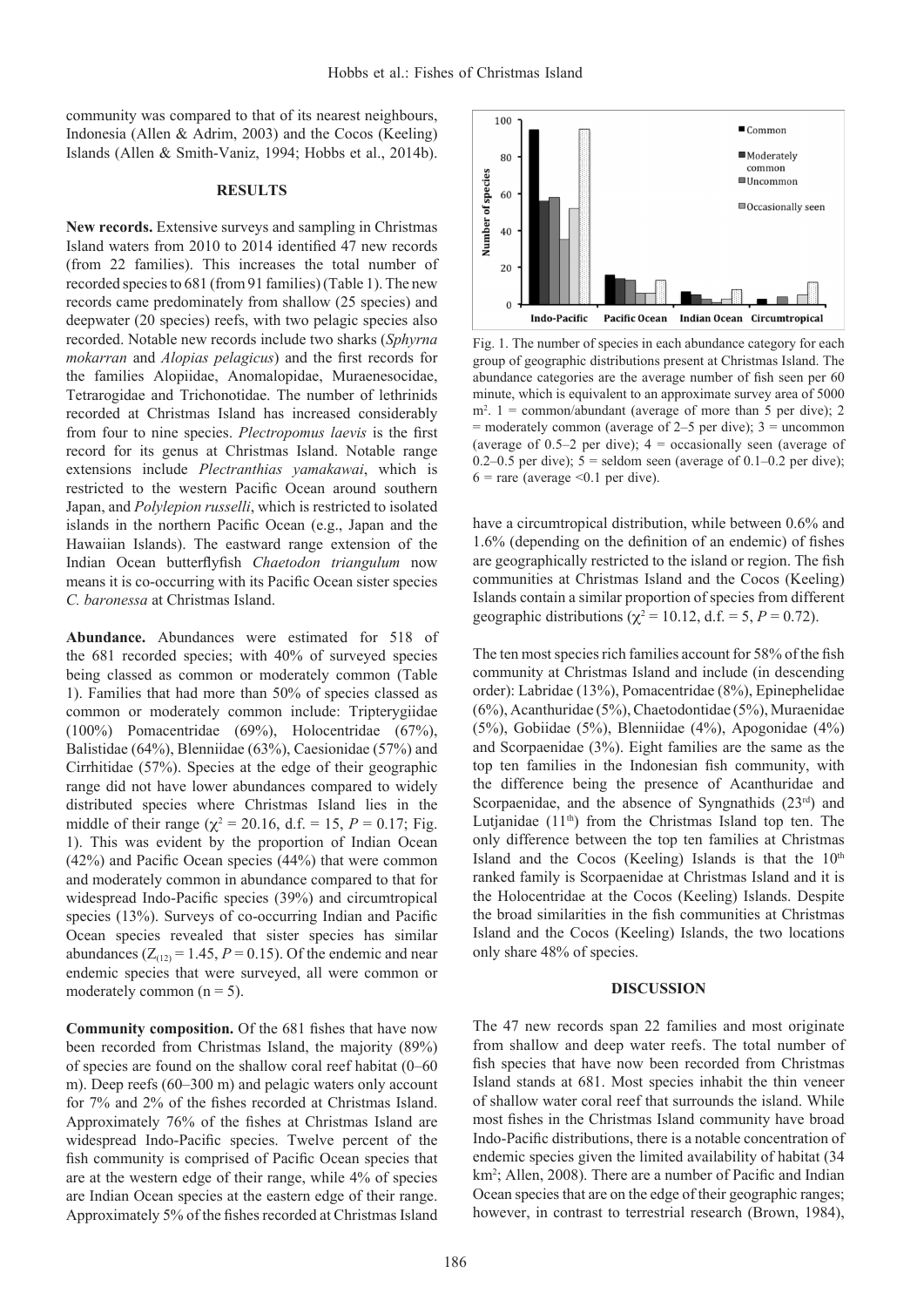community was compared to that of its nearest neighbours, Indonesia (Allen & Adrim, 2003) and the Cocos (Keeling) Islands (Allen & Smith-Vaniz, 1994; Hobbs et al., 2014b).

## RESULTS

**New records.** Extensive surveys and sampling in Christmas Island waters from 2010 to 2014 identified 47 new records (from 22 families). This increases the total number of recorded species to 681 (from 91 families) (Table 1). The new records came predominately from shallow (25 species) and deepwater (20 species) reefs, with two pelagic species also recorded. Notable new records include two sharks (*Sphyrna mokarran* and *Alopias pelagicus*) and the first records for the families Alopiidae, Anomalopidae, Muraenesocidae, Tetrarogidae and Trichonotidae. The number of lethrinids recorded at Christmas Island has increased considerably from four to nine species. *Plectropomus laevis* is the first record for its genus at Christmas Island. Notable range extensions include *Plectranthias yamakawai*, which is restricted to the western Pacific Ocean around southern Japan, and *Polylepion russelli*, which is restricted to isolated islands in the northern Pacific Ocean (e.g., Japan and the Hawaiian Islands). The eastward range extension of the Indian Ocean butterflyfish *Chaetodon triangulum* now means it is co-occurring with its Pacific Ocean sister species *C. baronessa* at Christmas Island.

**Abundance.** Abundances were estimated for 518 of the 681 recorded species; with 40% of surveyed species being classed as common or moderately common (Table 1). Families that had more than 50% of species classed as common or moderately common include: Tripterygiidae (100%) Pomacentridae (69%), Holocentridae (67%), Balistidae (64%), Blenniidae (63%), Caesionidae (57%) and Cirrhitidae (57%). Species at the edge of their geographic range did not have lower abundances compared to widely distributed species where Christmas Island lies in the middle of their range ($\chi^2 = 20.16$, d.f. = 15, $P = 0.17$; Fig. 1). This was evident by the proportion of Indian Ocean (42%) and Pacific Ocean species (44%) that were common and moderately common in abundance compared to that for widespread Indo-Pacific species (39%) and circumtropical species (13%). Surveys of co-occurring Indian and Pacific Ocean species revealed that sister species has similar abundances ($Z_{(12)} = 1.45$, $P = 0.15$). Of the endemic and near endemic species that were surveyed, all were common or moderately common (n = 5).

**Community composition.** Of the 681 fishes that have now been recorded from Christmas Island, the majority (89%) of species are found on the shallow coral reef habitat (0–60 m). Deep reefs (60–300 m) and pelagic waters only account for 7% and 2% of the fishes recorded at Christmas Island. Approximately 76% of the fishes at Christmas Island are widespread Indo-Pacific species. Twelve percent of the fish community is comprised of Pacific Ocean species that are at the western edge of their range, while 4% of species are Indian Ocean species at the eastern edge of their range. Approximately 5% of the fishes recorded at Christmas Island have a circumtropical distribution, while between 0.6% and 1.6% (depending on the definition of an endemic) of fishes are geographically restricted to the island or region. The fish communities at Christmas Island and the Cocos (Keeling) Islands contain a similar proportion of species from different geographic distributions ($\chi^2 = 10.12$, d.f. = 5, $P = 0.72$).

Fig. 1. The number of species in each abundance category for each group of geographic distributions present at Christmas Island. The abundance categories are the average number of fish seen per 60 minute, which is equivalent to an approximate survey area of 5000 m$^2$. 1 = common/abundant (average of more than 5 per dive); 2 = moderately common (average of 2–5 per dive); 3 = uncommon (average of 0.5–2 per dive); 4 = occasionally seen (average of 0.2–0.5 per dive); 5 = seldom seen (average of 0.1–0.2 per dive); 6 = rare (average <0.1 per dive).

The ten most species rich families account for 58% of the fish community at Christmas Island and include (in descending order): Labridae (13%), Pomacentridae (8%), Epinephelidae (6%), Acanthuridae (5%), Chaetodontidae (5%), Muraenidae (5%), Gobiidae (5%), Blenniidae (4%), Apogonidae (4%) and Scorpaenidae (3%). Eight families are the same as the top ten families in the Indonesian fish community, with the difference being the presence of Acanthuridae and Scorpaenidae, and the absence of Syngnathids (23rd) and Lutjanidae (11th) from the Christmas Island top ten. The only difference between the top ten families at Christmas Island and the Cocos (Keeling) Islands is that the 10th ranked family is Scorpaenidae at Christmas Island and it is the Holocentridae at the Cocos (Keeling) Islands. Despite the broad similarities in the fish communities at Christmas Island and the Cocos (Keeling) Islands, the two locations only share 48% of species.

## DISCUSSION

The 47 new records span 22 families and most originate from shallow and deep water reefs. The total number of fish species that have now been recorded from Christmas Island stands at 681. Most species inhabit the thin veneer of shallow water coral reef that surrounds the island. While most fishes in the Christmas Island community have broad Indo-Pacific distributions, there is a notable concentration of endemic species given the limited availability of habitat (34 km$^2$; Allen, 2008). There are a number of Pacific and Indian Ocean species that are on the edge of their geographic ranges; however, in contrast to terrestrial research (Brown, 1984),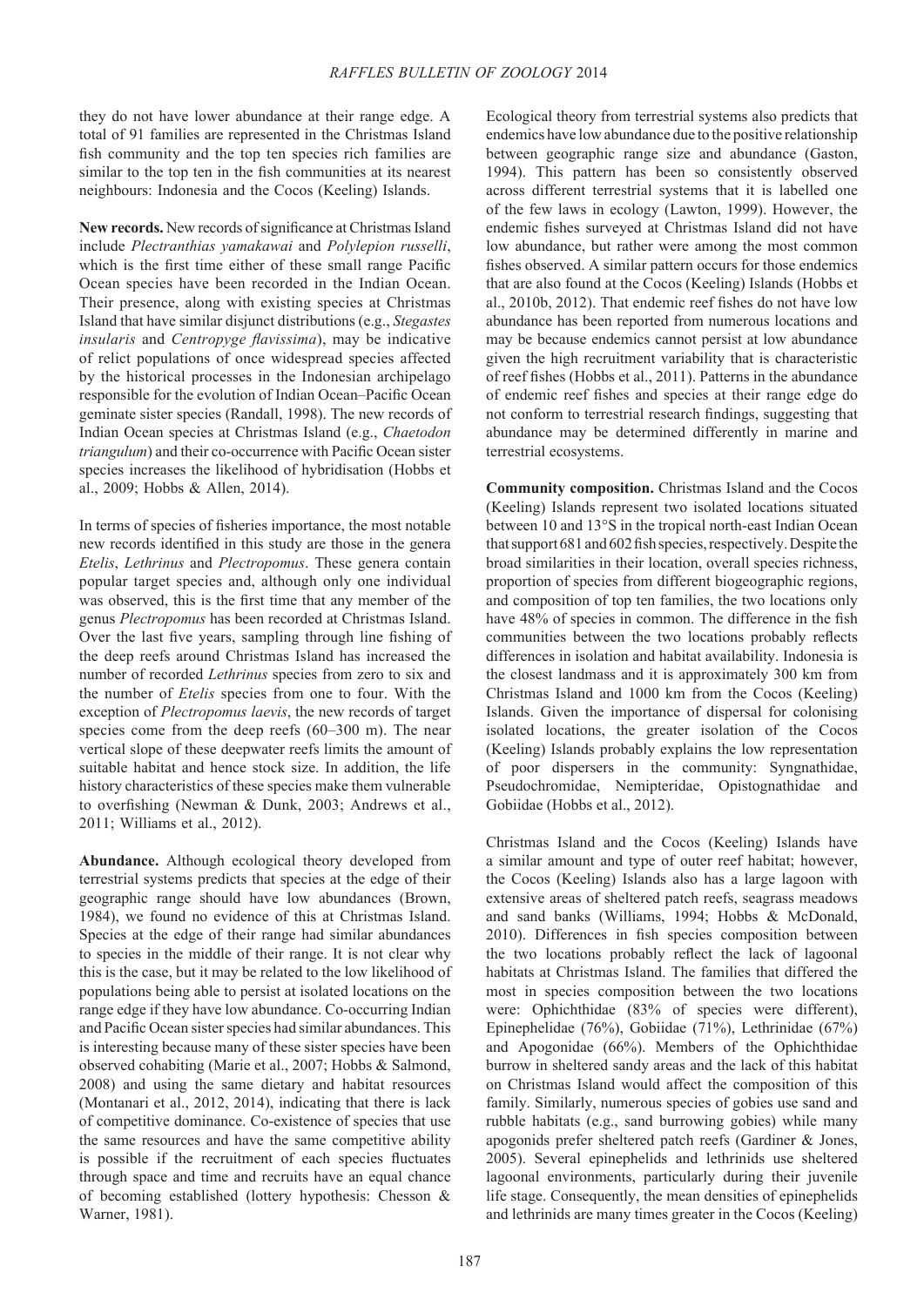they do not have lower abundance at their range edge. A total of 91 families are represented in the Christmas Island fish community and the top ten species rich families are similar to the top ten in the fish communities at its nearest neighbours: Indonesia and the Cocos (Keeling) Islands.

**New records.** New records of significance at Christmas Island include *Plectranthias yamakawai* and *Polylepion russelli*, which is the first time either of these small range Pacific Ocean species have been recorded in the Indian Ocean. Their presence, along with existing species at Christmas Island that have similar disjunct distributions (e.g., *Stegastes insularis* and *Centropyge flavissima*), may be indicative of relict populations of once widespread species affected by the historical processes in the Indonesian archipelago responsible for the evolution of Indian Ocean–Pacific Ocean geminate sister species (Randall, 1998). The new records of Indian Ocean species at Christmas Island (e.g., *Chaetodon triangulum*) and their co-occurrence with Pacific Ocean sister species increases the likelihood of hybridisation (Hobbs et al., 2009; Hobbs & Allen, 2014).

In terms of species of fisheries importance, the most notable new records identified in this study are those in the genera *Etelis*, *Lethrinus* and *Plectropomus*. These genera contain popular target species and, although only one individual was observed, this is the first time that any member of the genus *Plectropomus* has been recorded at Christmas Island. Over the last five years, sampling through line fishing of the deep reefs around Christmas Island has increased the number of recorded *Lethrinus* species from zero to six and the number of *Etelis* species from one to four. With the exception of *Plectropomus laevis*, the new records of target species come from the deep reefs (60–300 m). The near vertical slope of these deepwater reefs limits the amount of suitable habitat and hence stock size. In addition, the life history characteristics of these species make them vulnerable to overfishing (Newman & Dunk, 2003; Andrews et al., 2011; Williams et al., 2012).

**Abundance.** Although ecological theory developed from terrestrial systems predicts that species at the edge of their geographic range should have low abundances (Brown, 1984), we found no evidence of this at Christmas Island. Species at the edge of their range had similar abundances to species in the middle of their range. It is not clear why this is the case, but it may be related to the low likelihood of populations being able to persist at isolated locations on the range edge if they have low abundance. Co-occurring Indian and Pacific Ocean sister species had similar abundances. This is interesting because many of these sister species have been observed cohabiting (Marie et al., 2007; Hobbs & Salmond, 2008) and using the same dietary and habitat resources (Montanari et al., 2012, 2014), indicating that there is lack of competitive dominance. Co-existence of species that use the same resources and have the same competitive ability is possible if the recruitment of each species fluctuates through space and time and recruits have an equal chance of becoming established (lottery hypothesis: Chesson & Warner, 1981).

Ecological theory from terrestrial systems also predicts that endemics have low abundance due to the positive relationship between geographic range size and abundance (Gaston, 1994). This pattern has been so consistently observed across different terrestrial systems that it is labelled one of the few laws in ecology (Lawton, 1999). However, the endemic fishes surveyed at Christmas Island did not have low abundance, but rather were among the most common fishes observed. A similar pattern occurs for those endemics that are also found at the Cocos (Keeling) Islands (Hobbs et al., 2010b, 2012). That endemic reef fishes do not have low abundance has been reported from numerous locations and may be because endemics cannot persist at low abundance given the high recruitment variability that is characteristic of reef fishes (Hobbs et al., 2011). Patterns in the abundance of endemic reef fishes and species at their range edge do not conform to terrestrial research findings, suggesting that abundance may be determined differently in marine and terrestrial ecosystems.

**Community composition.** Christmas Island and the Cocos (Keeling) Islands represent two isolated locations situated between 10 and 13°S in the tropical north-east Indian Ocean that support 681 and 602 fish species, respectively. Despite the broad similarities in their location, overall species richness, proportion of species from different biogeographic regions, and composition of top ten families, the two locations only have 48% of species in common. The difference in the fish communities between the two locations probably reflects differences in isolation and habitat availability. Indonesia is the closest landmass and it is approximately 300 km from Christmas Island and 1000 km from the Cocos (Keeling) Islands. Given the importance of dispersal for colonising isolated locations, the greater isolation of the Cocos (Keeling) Islands probably explains the low representation of poor dispersers in the community: Syngnathidae, Pseudochromidae, Nemipteridae, Opistognathidae and Gobiidae (Hobbs et al., 2012).

Christmas Island and the Cocos (Keeling) Islands have a similar amount and type of outer reef habitat; however, the Cocos (Keeling) Islands also has a large lagoon with extensive areas of sheltered patch reefs, seagrass meadows and sand banks (Williams, 1994; Hobbs & McDonald, 2010). Differences in fish species composition between the two locations probably reflect the lack of lagoonal habitats at Christmas Island. The families that differed the most in species composition between the two locations were: Ophichthidae (83% of species were different), Epinephelidae (76%), Gobiidae (71%), Lethrinidae (67%) and Apogonidae (66%). Members of the Ophichthidae burrow in sheltered sandy areas and the lack of this habitat on Christmas Island would affect the composition of this family. Similarly, numerous species of gobies use sand and rubble habitats (e.g., sand burrowing gobies) while many apogonids prefer sheltered patch reefs (Gardiner & Jones, 2005). Several epinephelids and lethrinids use sheltered lagoonal environments, particularly during their juvenile life stage. Consequently, the mean densities of epinephelids and lethrinids are many times greater in the Cocos (Keeling)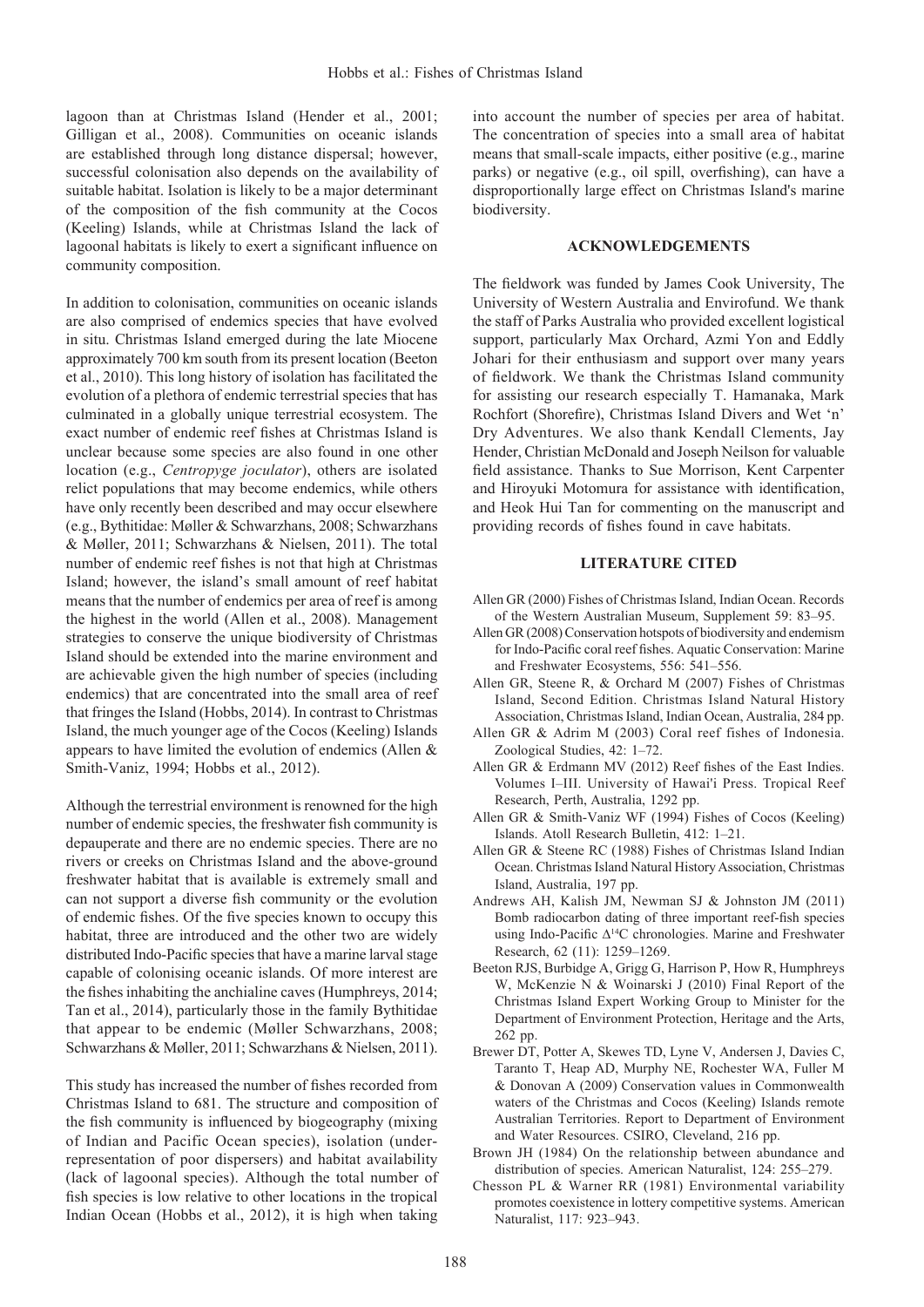lagoon than at Christmas Island (Hender et al., 2001; Gilligan et al., 2008). Communities on oceanic islands are established through long distance dispersal; however, successful colonisation also depends on the availability of suitable habitat. Isolation is likely to be a major determinant of the composition of the fish community at the Cocos (Keeling) Islands, while at Christmas Island the lack of lagoonal habitats is likely to exert a significant influence on community composition.

In addition to colonisation, communities on oceanic islands are also comprised of endemics species that have evolved in situ. Christmas Island emerged during the late Miocene approximately 700 km south from its present location (Beeton et al., 2010). This long history of isolation has facilitated the evolution of a plethora of endemic terrestrial species that has culminated in a globally unique terrestrial ecosystem. The exact number of endemic reef fishes at Christmas Island is unclear because some species are also found in one other location (e.g., *Centropyge joculator*), others are isolated relict populations that may become endemics, while others have only recently been described and may occur elsewhere (e.g., Bythitidae: Møller & Schwarzhans, 2008; Schwarzhans & Møller, 2011; Schwarzhans & Nielsen, 2011). The total number of endemic reef fishes is not that high at Christmas Island; however, the island's small amount of reef habitat means that the number of endemics per area of reef is among the highest in the world (Allen et al., 2008). Management strategies to conserve the unique biodiversity of Christmas Island should be extended into the marine environment and are achievable given the high number of species (including endemics) that are concentrated into the small area of reef that fringes the Island (Hobbs, 2014). In contrast to Christmas Island, the much younger age of the Cocos (Keeling) Islands appears to have limited the evolution of endemics (Allen & Smith-Vaniz, 1994; Hobbs et al., 2012).

Although the terrestrial environment is renowned for the high number of endemic species, the freshwater fish community is depauperate and there are no endemic species. There are no rivers or creeks on Christmas Island and the above-ground freshwater habitat that is available is extremely small and can not support a diverse fish community or the evolution of endemic fishes. Of the five species known to occupy this habitat, three are introduced and the other two are widely distributed Indo-Pacific species that have a marine larval stage capable of colonising oceanic islands. Of more interest are the fishes inhabiting the anchialine caves (Humphreys, 2014; Tan et al., 2014), particularly those in the family Bythitidae that appear to be endemic (Møller Schwarzhans, 2008; Schwarzhans & Møller, 2011; Schwarzhans & Nielsen, 2011).

This study has increased the number of fishes recorded from Christmas Island to 681. The structure and composition of the fish community is influenced by biogeography (mixing of Indian and Pacific Ocean species), isolation (under-representation of poor dispersers) and habitat availability (lack of lagoonal species). Although the total number of fish species is low relative to other locations in the tropical Indian Ocean (Hobbs et al., 2012), it is high when taking into account the number of species per area of habitat. The concentration of species into a small area of habitat means that small-scale impacts, either positive (e.g., marine parks) or negative (e.g., oil spill, overfishing), can have a disproportionally large effect on Christmas Island's marine biodiversity.

## ACKNOWLEDGEMENTS

The fieldwork was funded by James Cook University, The University of Western Australia and Envirofund. We thank the staff of Parks Australia who provided excellent logistical support, particularly Max Orchard, Azmi Yon and Eddly Johari for their enthusiasm and support over many years of fieldwork. We thank the Christmas Island community for assisting our research especially T. Hamanaka, Mark Rochfort (Shorefire), Christmas Island Divers and Wet 'n' Dry Adventures. We also thank Kendall Clements, Jay Hender, Christian McDonald and Joseph Neilson for valuable field assistance. Thanks to Sue Morrison, Kent Carpenter and Hiroyuki Motomura for assistance with identification, and Heok Hui Tan for commenting on the manuscript and providing records of fishes found in cave habitats.

## LITERATURE CITED

Allen GR (2000) Fishes of Christmas Island, Indian Ocean. Records of the Western Australian Museum, Supplement 59: 83–95.

Allen GR (2008) Conservation hotspots of biodiversity and endemism for Indo-Pacific coral reef fishes. Aquatic Conservation: Marine and Freshwater Ecosystems, 556: 541–556.

Allen GR, Steene R, & Orchard M (2007) Fishes of Christmas Island, Second Edition. Christmas Island Natural History Association, Christmas Island, Indian Ocean, Australia, 284 pp.

Allen GR & Adrim M (2003) Coral reef fishes of Indonesia. Zoological Studies, 42: 1–72.

Allen GR & Erdmann MV (2012) Reef fishes of the East Indies. Volumes I–III. University of Hawai'i Press. Tropical Reef Research, Perth, Australia, 1292 pp.

Allen GR & Smith-Vaniz WF (1994) Fishes of Cocos (Keeling) Islands. Atoll Research Bulletin, 412: 1–21.

Allen GR & Steene RC (1988) Fishes of Christmas Island Indian Ocean. Christmas Island Natural History Association, Christmas Island, Australia, 197 pp.

Andrews AH, Kalish JM, Newman SJ & Johnston JM (2011) Bomb radiocarbon dating of three important reef-fish species using Indo-Pacific $\Delta^{14}C$ chronologies. Marine and Freshwater Research, 62 (11): 1259–1269.

Beeton RJS, Burbidge A, Grigg G, Harrison P, How R, Humphreys W, McKenzie N & Woinarski J (2010) Final Report of the Christmas Island Expert Working Group to Minister for the Department of Environment Protection, Heritage and the Arts, 262 pp.

Brewer DT, Potter A, Skewes TD, Lyne V, Andersen J, Davies C, Taranto T, Heap AD, Murphy NE, Rochester WA, Fuller M & Donovan A (2009) Conservation values in Commonwealth waters of the Christmas and Cocos (Keeling) Islands remote Australian Territories. Report to Department of Environment and Water Resources. CSIRO, Cleveland, 216 pp.

Brown JH (1984) On the relationship between abundance and distribution of species. American Naturalist, 124: 255–279.

Chesson PL & Warner RR (1981) Environmental variability promotes coexistence in lottery competitive systems. American Naturalist, 117: 923–943.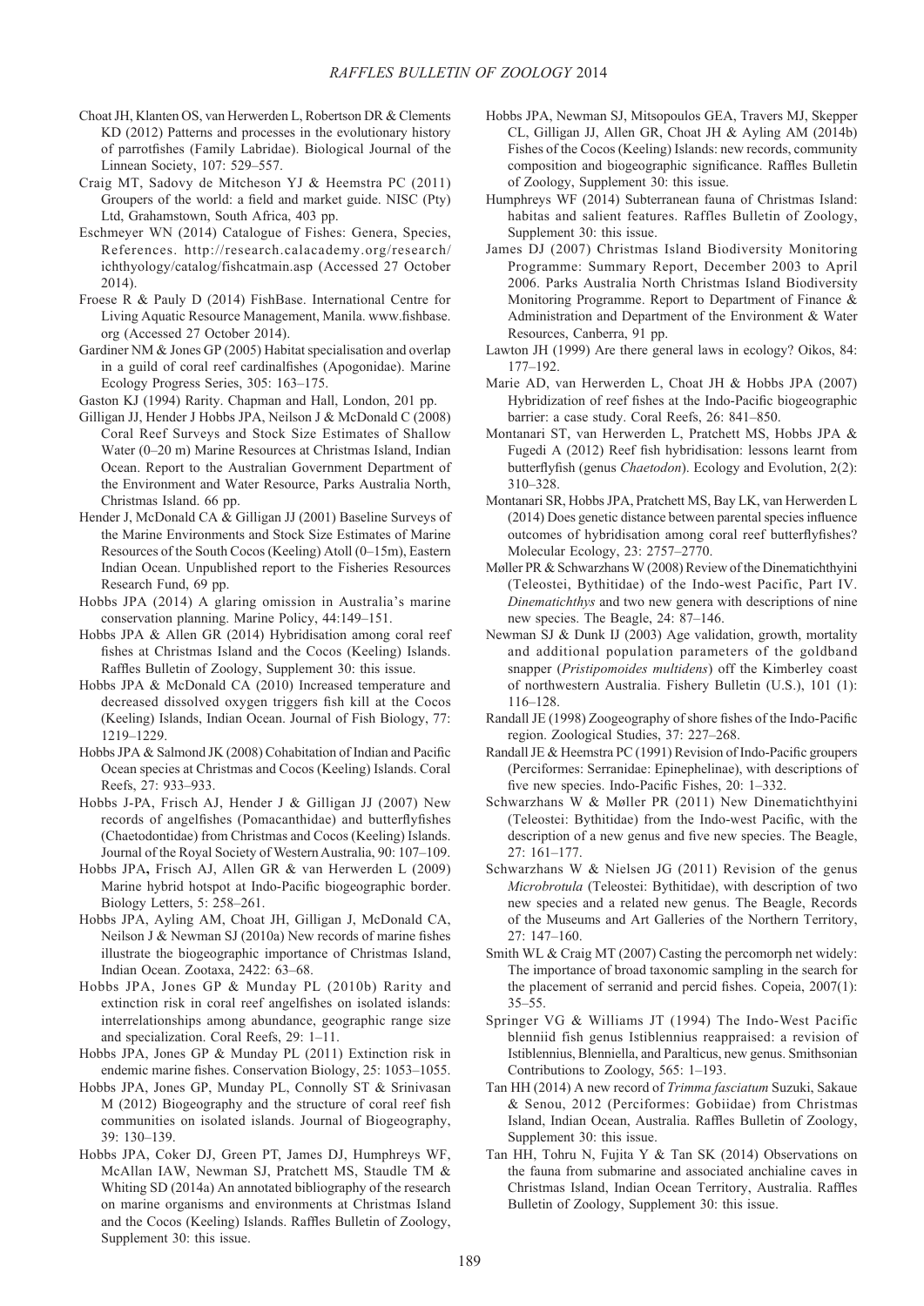Choat JH, Klanten OS, van Herwerden L, Robertson DR & Clements KD (2012) Patterns and processes in the evolutionary history of parrotfishes (Family Labridae). Biological Journal of the Linnean Society, 107: 529–557.

Craig MT, Sadovy de Mitcheson YJ & Heemstra PC (2011) Groupers of the world: a field and market guide. NISC (Pty) Ltd, Grahamstown, South Africa, 403 pp.

Eschmeyer WN (2014) Catalogue of Fishes: Genera, Species, References. http://research.calacademy.org/research/ichthyology/catalog/fishcatmain.asp (Accessed 27 October 2014).

Froese R & Pauly D (2014) FishBase. International Centre for Living Aquatic Resource Management, Manila. www.fishbase.org (Accessed 27 October 2014).

Gardiner NM & Jones GP (2005) Habitat specialisation and overlap in a guild of coral reef cardinalfishes (Apogonidae). Marine Ecology Progress Series, 305: 163–175.

Gaston KJ (1994) Rarity. Chapman and Hall, London, 201 pp.

Gilligan JJ, Hender J Hobbs JPA, Neilson J & McDonald C (2008) Coral Reef Surveys and Stock Size Estimates of Shallow Water (0–20 m) Marine Resources at Christmas Island, Indian Ocean. Report to the Australian Government Department of the Environment and Water Resource, Parks Australia North, Christmas Island. 66 pp.

Hender J, McDonald CA & Gilligan JJ (2001) Baseline Surveys of the Marine Environments and Stock Size Estimates of Marine Resources of the South Cocos (Keeling) Atoll (0–15m), Eastern Indian Ocean. Unpublished report to the Fisheries Resources Research Fund, 69 pp.

Hobbs JPA (2014) A glaring omission in Australia's marine conservation planning. Marine Policy, 44:149–151.

Hobbs JPA & Allen GR (2014) Hybridisation among coral reef fishes at Christmas Island and the Cocos (Keeling) Islands. Raffles Bulletin of Zoology, Supplement 30: this issue.

Hobbs JPA & McDonald CA (2010) Increased temperature and decreased dissolved oxygen triggers fish kill at the Cocos (Keeling) Islands, Indian Ocean. Journal of Fish Biology, 77: 1219–1229.

Hobbs JPA & Salmond JK (2008) Cohabitation of Indian and Pacific Ocean species at Christmas and Cocos (Keeling) Islands. Coral Reefs, 27: 933–933.

Hobbs J-PA, Frisch AJ, Hender J & Gilligan JJ (2007) New records of angelfishes (Pomacanthidae) and butterflyfishes (Chaetodontidae) from Christmas and Cocos (Keeling) Islands. Journal of the Royal Society of Western Australia, 90: 107–109.

Hobbs JPA, Frisch AJ, Allen GR & van Herwerden L (2009) Marine hybrid hotspot at Indo-Pacific biogeographic border. Biology Letters, 5: 258–261.

Hobbs JPA, Ayling AM, Choat JH, Gilligan J, McDonald CA, Neilson J & Newman SJ (2010a) New records of marine fishes illustrate the biogeographic importance of Christmas Island, Indian Ocean. Zootaxa, 2422: 63–68.

Hobbs JPA, Jones GP & Munday PL (2010b) Rarity and extinction risk in coral reef angelfishes on isolated islands: interrelationships among abundance, geographic range size and specialization. Coral Reefs, 29: 1–11.

Hobbs JPA, Jones GP & Munday PL (2011) Extinction risk in endemic marine fishes. Conservation Biology, 25: 1053–1055.

Hobbs JPA, Jones GP, Munday PL, Connolly ST & Srinivasan M (2012) Biogeography and the structure of coral reef fish communities on isolated islands. Journal of Biogeography, 39: 130–139.

Hobbs JPA, Coker DJ, Green PT, James DJ, Humphreys WF, McAllan IAW, Newman SJ, Pratchett MS, Staudle TM & Whiting SD (2014a) An annotated bibliography of the research on marine organisms and environments at Christmas Island and the Cocos (Keeling) Islands. Raffles Bulletin of Zoology, Supplement 30: this issue.

Hobbs JPA, Newman SJ, Mitsopoulos GEA, Travers MJ, Skepper CL, Gilligan JJ, Allen GR, Choat JH & Ayling AM (2014b) Fishes of the Cocos (Keeling) Islands: new records, community composition and biogeographic significance. Raffles Bulletin of Zoology, Supplement 30: this issue.

Humphreys WF (2014) Subterranean fauna of Christmas Island: habitas and salient features. Raffles Bulletin of Zoology, Supplement 30: this issue.

James DJ (2007) Christmas Island Biodiversity Monitoring Programme: Summary Report, December 2003 to April 2006. Parks Australia North Christmas Island Biodiversity Monitoring Programme. Report to Department of Finance & Administration and Department of the Environment & Water Resources, Canberra, 91 pp.

Lawton JH (1999) Are there general laws in ecology? Oikos, 84: 177–192.

Marie AD, van Herwerden L, Choat JH & Hobbs JPA (2007) Hybridization of reef fishes at the Indo-Pacific biogeographic barrier: a case study. Coral Reefs, 26: 841–850.

Montanari ST, van Herwerden L, Pratchett MS, Hobbs JPA & Fugedi A (2012) Reef fish hybridisation: lessons learnt from butterflyfish (genus *Chaetodon*). Ecology and Evolution, 2(2): 310–328.

Montanari SR, Hobbs JPA, Pratchett MS, Bay LK, van Herwerden L (2014) Does genetic distance between parental species influence outcomes of hybridisation among coral reef butterflyfishes? Molecular Ecology, 23: 2757–2770.

Møller PR & Schwarzhans W (2008) Review of the Dinematichthyini (Teleostei, Bythitidae) of the Indo-west Pacific, Part IV. *Dinematichthys* and two new genera with descriptions of nine new species. The Beagle, 24: 87–146.

Newman SJ & Dunk IJ (2003) Age validation, growth, mortality and additional population parameters of the goldband snapper (*Pristipomoides multidens*) off the Kimberley coast of northwestern Australia. Fishery Bulletin (U.S.), 101 (1): 116–128.

Randall JE (1998) Zoogeography of shore fishes of the Indo-Pacific region. Zoological Studies, 37: 227–268.

Randall JE & Heemstra PC (1991) Revision of Indo-Pacific groupers (Perciformes: Serranidae: Epinephelinae), with descriptions of five new species. Indo-Pacific Fishes, 20: 1–332.

Schwarzhans W & Møller PR (2011) New Dinematichthyini (Teleostei: Bythitidae) from the Indo-west Pacific, with the description of a new genus and five new species. The Beagle, 27: 161–177.

Schwarzhans W & Nielsen JG (2011) Revision of the genus *Microbrotula* (Teleostei: Bythitidae), with description of two new species and a related new genus. The Beagle, Records of the Museums and Art Galleries of the Northern Territory, 27: 147–160.

Smith WL & Craig MT (2007) Casting the percomorph net widely: The importance of broad taxonomic sampling in the search for the placement of serranid and percid fishes. Copeia, 2007(1): 35–55.

Springer VG & Williams JT (1994) The Indo-West Pacific blenniid fish genus Istiblennius reappraised: a revision of Istiblennius, Blenniella, and Paralticus, new genus. Smithsonian Contributions to Zoology, 565: 1–193.

Tan HH (2014) A new record of *Trimma fasciatum* Suzuki, Sakaue & Senou, 2012 (Perciformes: Gobiidae) from Christmas Island, Indian Ocean, Australia. Raffles Bulletin of Zoology, Supplement 30: this issue.

Tan HH, Tohru N, Fujita Y & Tan SK (2014) Observations on the fauna from submarine and associated anchialine caves in Christmas Island, Indian Ocean Territory, Australia. Raffles Bulletin of Zoology, Supplement 30: this issue.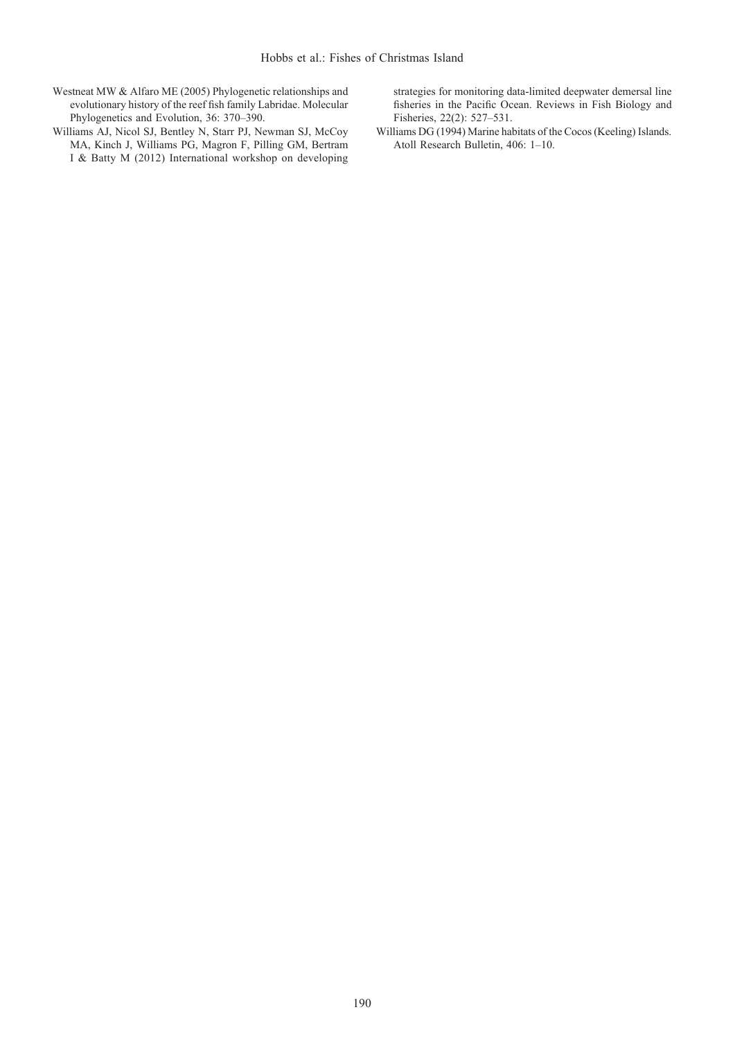Westneat MW & Alfaro ME (2005) Phylogenetic relationships and evolutionary history of the reef fish family Labridae. Molecular Phylogenetics and Evolution, 36: 370–390.

Williams AJ, Nicol SJ, Bentley N, Starr PJ, Newman SJ, McCoy MA, Kinch J, Williams PG, Magron F, Pilling GM, Bertram I & Batty M (2012) International workshop on developing strategies for monitoring data-limited deepwater demersal line fisheries in the Pacific Ocean. Reviews in Fish Biology and Fisheries, 22(2): 527–531.

Williams DG (1994) Marine habitats of the Cocos (Keeling) Islands. Atoll Research Bulletin, 406: 1–10.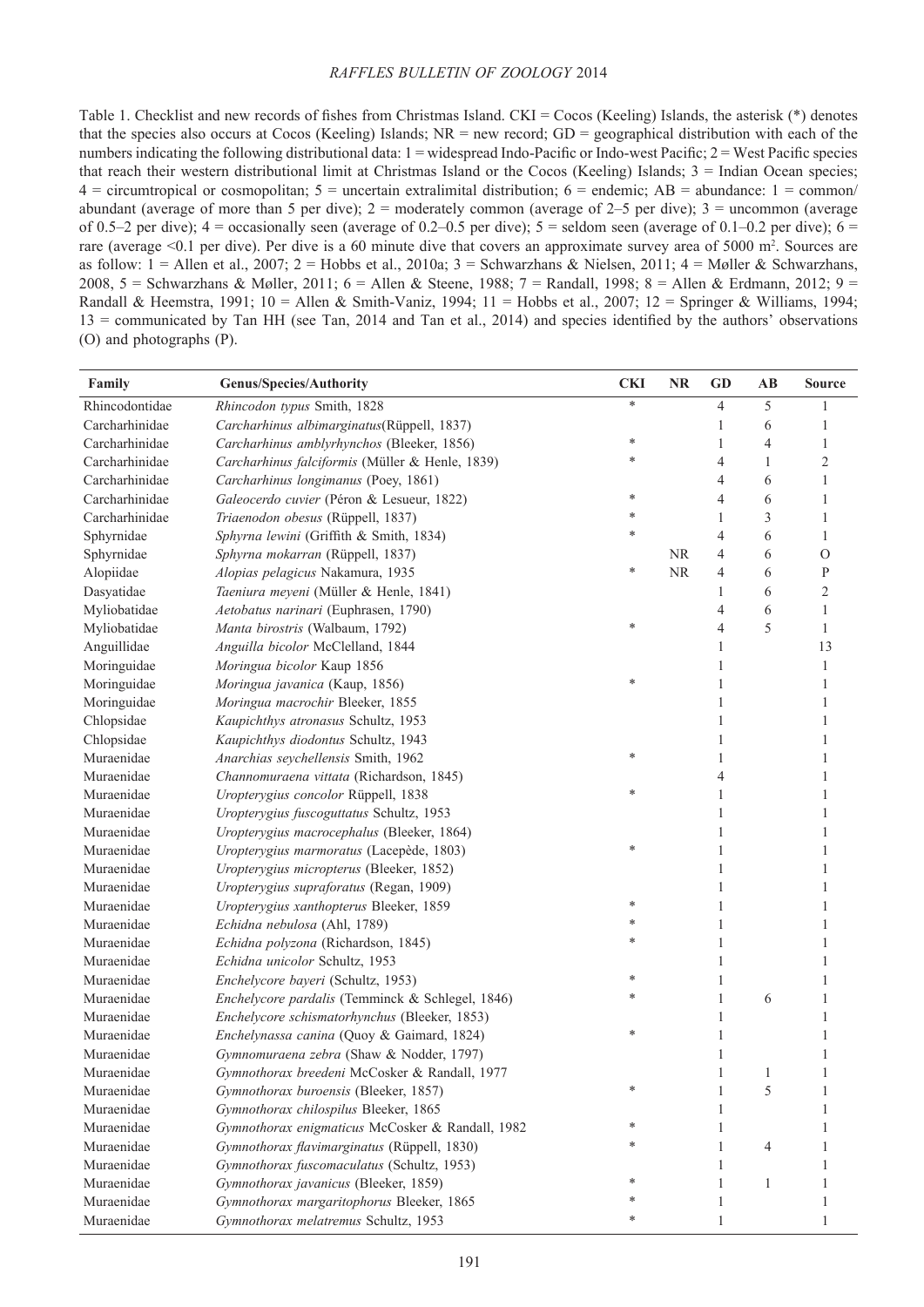Table 1. Checklist and new records of fishes from Christmas Island. CKI = Cocos (Keeling) Islands, the asterisk (*) denotes that the species also occurs at Cocos (Keeling) Islands; NR = new record; GD = geographical distribution with each of the numbers indicating the following distributional data: 1 = widespread Indo-Pacific or Indo-west Pacific; 2 = West Pacific species that reach their western distributional limit at Christmas Island or the Cocos (Keeling) Islands; 3 = Indian Ocean species; 4 = circumtropical or cosmopolitan; 5 = uncertain extralimital distribution; 6 = endemic; AB = abundance: 1 = common/abundant (average of more than 5 per dive); 2 = moderately common (average of 2–5 per dive); 3 = uncommon (average of 0.5–2 per dive); 4 = occasionally seen (average of 0.2–0.5 per dive); 5 = seldom seen (average of 0.1–0.2 per dive); 6 = rare (average <0.1 per dive). Per dive is a 60 minute dive that covers an approximate survey area of 5000 $m^2$. Sources are as follow: 1 = Allen et al., 2007; 2 = Hobbs et al., 2010a; 3 = Schwarzhans & Nielsen, 2011; 4 = Møller & Schwarzhans, 2008, 5 = Schwarzhans & Møller, 2011; 6 = Allen & Steene, 1988; 7 = Randall, 1998; 8 = Allen & Erdmann, 2012; 9 = Randall & Heemstra, 1991; 10 = Allen & Smith-Vaniz, 1994; 11 = Hobbs et al., 2007; 12 = Springer & Williams, 1994; 13 = communicated by Tan HH (see Tan, 2014 and Tan et al., 2014) and species identified by the authors' observations (O) and photographs (P).

| Family | Genus/Species/Authority | CKI | NR | GD | AB | Source |
|---|---|---|---|---|---|---|
| Rhincodontidae | *Rhincodon typus* Smith, 1828 | * | | 4 | 5 | 1 |
| Carcharhinidae | *Carcharhinus albimarginatus*(Rüppell, 1837) | | | 1 | 6 | 1 |
| Carcharhinidae | *Carcharhinus amblyrhynchos* (Bleeker, 1856) | * | | 1 | 4 | 1 |
| Carcharhinidae | *Carcharhinus falciformis* (Müller & Henle, 1839) | * | | 4 | 1 | 2 |
| Carcharhinidae | *Carcharhinus longimanus* (Poey, 1861) | | | 4 | 6 | 1 |
| Carcharhinidae | *Galeocerdo cuvier* (Péron & Lesueur, 1822) | * | | 4 | 6 | 1 |
| Carcharhinidae | *Triaenodon obesus* (Rüppell, 1837) | * | | 1 | 3 | 1 |
| Sphyrnidae | *Sphyrna lewini* (Griffith & Smith, 1834) | * | | 4 | 6 | 1 |
| Sphyrnidae | *Sphyrna mokarran* (Rüppell, 1837) | | NR | 4 | 6 | O |
| Alopiidae | *Alopias pelagicus* Nakamura, 1935 | * | NR | 4 | 6 | P |
| Dasyatidae | *Taeniura meyeni* (Müller & Henle, 1841) | | | 1 | 6 | 2 |
| Myliobatidae | *Aetobatus narinari* (Euphrasen, 1790) | | | 4 | 6 | 1 |
| Myliobatidae | *Manta birostris* (Walbaum, 1792) | * | | 4 | 5 | 1 |
| Anguillidae | *Anguilla bicolor* McClelland, 1844 | | | 1 | | 13 |
| Moringuidae | *Moringua bicolor* Kaup 1856 | | | 1 | | 1 |
| Moringuidae | *Moringua javanica* (Kaup, 1856) | * | | 1 | | 1 |
| Moringuidae | *Moringua macrochir* Bleeker, 1855 | | | 1 | | 1 |
| Chlopsidae | *Kaupichthys atronasus* Schultz, 1953 | | | 1 | | 1 |
| Chlopsidae | *Kaupichthys diodontus* Schultz, 1943 | | | 1 | | 1 |
| Muraenidae | *Anarchias seychellensis* Smith, 1962 | * | | 1 | | 1 |
| Muraenidae | *Channomuraena vittata* (Richardson, 1845) | | | 4 | | 1 |
| Muraenidae | *Uropterygius concolor* Rüppell, 1838 | * | | 1 | | 1 |
| Muraenidae | *Uropterygius fuscoguttatus* Schultz, 1953 | | | 1 | | 1 |
| Muraenidae | *Uropterygius macrocephalus* (Bleeker, 1864) | | | 1 | | 1 |
| Muraenidae | *Uropterygius marmoratus* (Lacepède, 1803) | * | | 1 | | 1 |
| Muraenidae | *Uropterygius micropterus* (Bleeker, 1852) | | | 1 | | 1 |
| Muraenidae | *Uropterygius supraforatus* (Regan, 1909) | | | 1 | | 1 |
| Muraenidae | *Uropterygius xanthopterus* Bleeker, 1859 | * | | 1 | | 1 |
| Muraenidae | *Echidna nebulosa* (Ahl, 1789) | * | | 1 | | 1 |
| Muraenidae | *Echidna polyzona* (Richardson, 1845) | * | | 1 | | 1 |
| Muraenidae | *Echidna unicolor* Schultz, 1953 | | | 1 | | 1 |
| Muraenidae | *Enchelycore bayeri* (Schultz, 1953) | * | | 1 | | 1 |
| Muraenidae | *Enchelycore pardalis* (Temminck & Schlegel, 1846) | * | | 1 | 6 | 1 |
| Muraenidae | *Enchelycore schismatorhynchus* (Bleeker, 1853) | | | 1 | | 1 |
| Muraenidae | *Enchelynassa canina* (Quoy & Gaimard, 1824) | * | | 1 | | 1 |
| Muraenidae | *Gymnomuraena zebra* (Shaw & Nodder, 1797) | | | 1 | | 1 |
| Muraenidae | *Gymnothorax breedeni* McCosker & Randall, 1977 | | | 1 | 1 | 1 |
| Muraenidae | *Gymnothorax buroensis* (Bleeker, 1857) | * | | 1 | 5 | 1 |
| Muraenidae | *Gymnothorax chilospilus* Bleeker, 1865 | | | 1 | | 1 |
| Muraenidae | *Gymnothorax enigmaticus* McCosker & Randall, 1982 | * | | 1 | | 1 |
| Muraenidae | *Gymnothorax flavimarginatus* (Rüppell, 1830) | * | | 1 | 4 | 1 |
| Muraenidae | *Gymnothorax fuscomaculatus* (Schultz, 1953) | | | 1 | | 1 |
| Muraenidae | *Gymnothorax javanicus* (Bleeker, 1859) | * | | 1 | 1 | 1 |
| Muraenidae | *Gymnothorax margaritophorus* Bleeker, 1865 | * | | 1 | | 1 |
| Muraenidae | *Gymnothorax melatremus* Schultz, 1953 | * | | 1 | | 1 |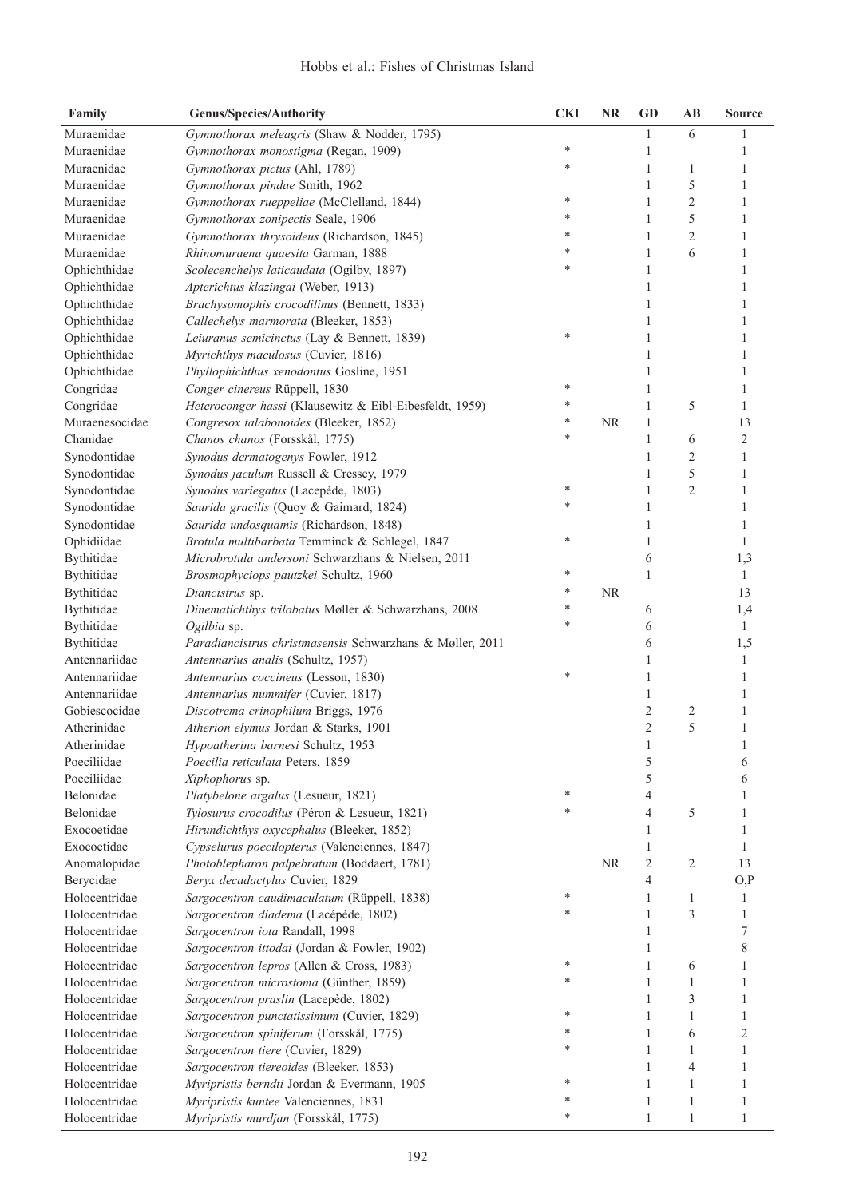| Family | Genus/Species/Authority | CKI | NR | GD | AB | Source |
|---|---|---|---|---|---|---|
| Muraenidae | *Gymnothorax meleagris* (Shaw & Nodder, 1795) | | | 1 | 6 | 1 |
| Muraenidae | *Gymnothorax monostigma* (Regan, 1909) | * | | 1 | | 1 |
| Muraenidae | *Gymnothorax pictus* (Ahl, 1789) | * | | 1 | 1 | 1 |
| Muraenidae | *Gymnothorax pindae* Smith, 1962 | | | 1 | 5 | 1 |
| Muraenidae | *Gymnothorax rueppeliae* (McClelland, 1844) | * | | 1 | 2 | 1 |
| Muraenidae | *Gymnothorax zonipectis* Seale, 1906 | * | | 1 | 5 | 1 |
| Muraenidae | *Gymnothorax thrysoideus* (Richardson, 1845) | * | | 1 | 2 | 1 |
| Muraenidae | *Rhinomuraena quaesita* Garman, 1888 | * | | 1 | 6 | 1 |
| Ophichthidae | *Scolecenchelys laticaudata* (Ogilby, 1897) | * | | 1 | | 1 |
| Ophichthidae | *Apterichtus klazingai* (Weber, 1913) | | | 1 | | 1 |
| Ophichthidae | *Brachysomophis crocodilinus* (Bennett, 1833) | | | 1 | | 1 |
| Ophichthidae | *Callechelys marmorata* (Bleeker, 1853) | | | 1 | | 1 |
| Ophichthidae | *Leiuranus semicinctus* (Lay & Bennett, 1839) | * | | 1 | | 1 |
| Ophichthidae | *Myrichthys maculosus* (Cuvier, 1816) | | | 1 | | 1 |
| Ophichthidae | *Phyllophichthus xenodontus* Gosline, 1951 | | | 1 | | 1 |
| Congridae | *Conger cinereus* Rüppell, 1830 | * | | 1 | | 1 |
| Congridae | *Heteroconger hassi* (Klausewitz & Eibl-Eibesfeldt, 1959) | * | | 1 | 5 | 1 |
| Muraenesocidae | *Congresox talabonoides* (Bleeker, 1852) | * | NR | 1 | | 13 |
| Chanidae | *Chanos chanos* (Forsskål, 1775) | * | | 1 | 6 | 2 |
| Synodontidae | *Synodus dermatogenys* Fowler, 1912 | | | 1 | 2 | 1 |
| Synodontidae | *Synodus jaculum* Russell & Cressey, 1979 | | | 1 | 5 | 1 |
| Synodontidae | *Synodus variegatus* (Lacepède, 1803) | * | | 1 | 2 | 1 |
| Synodontidae | *Saurida gracilis* (Quoy & Gaimard, 1824) | * | | 1 | | 1 |
| Synodontidae | *Saurida undosquamis* (Richardson, 1848) | | | 1 | | 1 |
| Ophidiidae | *Brotula multibarbata* Temminck & Schlegel, 1847 | * | | 1 | | 1 |
| Bythitidae | *Microbrotula andersoni* Schwarzhans & Nielsen, 2011 | | | 6 | | 1,3 |
| Bythitidae | *Brosmophyciops pautzkei* Schultz, 1960 | * | | 1 | | 1 |
| Bythitidae | *Diancistrus* sp. | * | NR | | | 13 |
| Bythitidae | *Dinematichthys trilobatus* Møller & Schwarzhans, 2008 | * | | 6 | | 1,4 |
| Bythitidae | *Ogilbia* sp. | * | | 6 | | 1 |
| Bythitidae | *Paradiancistrus christmasensis* Schwarzhans & Møller, 2011 | | | 6 | | 1,5 |
| Antennariidae | *Antennarius analis* (Schultz, 1957) | | | 1 | | 1 |
| Antennariidae | *Antennarius coccineus* (Lesson, 1830) | * | | 1 | | 1 |
| Antennariidae | *Antennarius nummifer* (Cuvier, 1817) | | | 1 | | 1 |
| Gobiescocidae | *Discotrema crinophilum* Briggs, 1976 | | | 2 | 2 | 1 |
| Atherinidae | *Atherion elymus* Jordan & Starks, 1901 | | | 2 | 5 | 1 |
| Atherinidae | *Hypoatherina barnesi* Schultz, 1953 | | | 1 | | 1 |
| Poeciliidae | *Poecilia reticulata* Peters, 1859 | | | 5 | | 6 |
| Poeciliidae | *Xiphophorus* sp. | | | 5 | | 6 |
| Belonidae | *Platybelone argalus* (Lesueur, 1821) | * | | 4 | | 1 |
| Belonidae | *Tylosurus crocodilus* (Péron & Lesueur, 1821) | * | | 4 | 5 | 1 |
| Exocoetidae | *Hirundichthys oxycephalus* (Bleeker, 1852) | | | 1 | | 1 |
| Exocoetidae | *Cypselurus poecilopterus* (Valenciennes, 1847) | | | 1 | | 1 |
| Anomalopidae | *Photoblepharon palpebratum* (Boddaert, 1781) | | NR | 2 | 2 | 13 |
| Berycidae | *Beryx decadactylus* Cuvier, 1829 | | | 4 | | O,P |
| Holocentridae | *Sargocentron caudimaculatum* (Rüppell, 1838) | * | | 1 | 1 | 1 |
| Holocentridae | *Sargocentron diadema* (Lacépède, 1802) | * | | 1 | 3 | 1 |
| Holocentridae | *Sargocentron iota* Randall, 1998 | | | 1 | | 7 |
| Holocentridae | *Sargocentron ittodai* (Jordan & Fowler, 1902) | | | 1 | | 8 |
| Holocentridae | *Sargocentron lepros* (Allen & Cross, 1983) | * | | 1 | 6 | 1 |
| Holocentridae | *Sargocentron microstoma* (Günther, 1859) | * | | 1 | 1 | 1 |
| Holocentridae | *Sargocentron praslin* (Lacepède, 1802) | | | 1 | 3 | 1 |
| Holocentridae | *Sargocentron punctatissimum* (Cuvier, 1829) | * | | 1 | 1 | 1 |
| Holocentridae | *Sargocentron spiniferum* (Forsskål, 1775) | * | | 1 | 6 | 2 |
| Holocentridae | *Sargocentron tiere* (Cuvier, 1829) | * | | 1 | 1 | 1 |
| Holocentridae | *Sargocentron tiereoides* (Bleeker, 1853) | | | 1 | 4 | 1 |
| Holocentridae | *Myripristis berndti* Jordan & Evermann, 1905 | * | | 1 | 1 | 1 |
| Holocentridae | *Myripristis kuntee* Valenciennes, 1831 | * | | 1 | 1 | 1 |
| Holocentridae | *Myripristis murdjan* (Forsskål, 1775) | * | | 1 | 1 | 1 |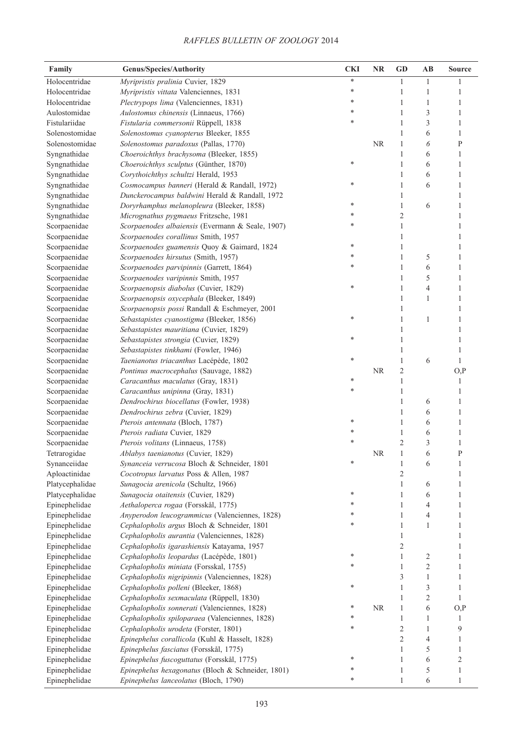| Family | Genus/Species/Authority | CKI | NR | GD | AB | Source |
|---|---|---|---|---|---|---|
| Holocentridae | *Myripristis pralinia* Cuvier, 1829 | * | | 1 | 1 | 1 |
| Holocentridae | *Myripristis vittata* Valenciennes, 1831 | * | | 1 | 1 | 1 |
| Holocentridae | *Plectrypops lima* (Valenciennes, 1831) | * | | 1 | 1 | 1 |
| Aulostomidae | *Aulostomus chinensis* (Linnaeus, 1766) | * | | 1 | 3 | 1 |
| Fistulariidae | *Fistularia commersonii* Rüppell, 1838 | * | | 1 | 3 | 1 |
| Solenostomidae | *Solenostomus cyanopterus* Bleeker, 1855 | | | 1 | 6 | 1 |
| Solenostomidae | *Solenostomus paradoxus* (Pallas, 1770) | | NR | 1 | 6 | P |
| Syngnathidae | *Choeroichthys brachysoma* (Bleeker, 1855) | | | 1 | 6 | 1 |
| Syngnathidae | *Choeroichthys sculptus* (Günther, 1870) | * | | 1 | 6 | 1 |
| Syngnathidae | *Corythoichthys schultzi* Herald, 1953 | | | 1 | 6 | 1 |
| Syngnathidae | *Cosmocampus banneri* (Herald & Randall, 1972) | * | | 1 | 6 | 1 |
| Syngnathidae | *Dunckerocampus baldwini* Herald & Randall, 1972 | | | 1 | | 1 |
| Syngnathidae | *Doryrhamphus melanopleura* (Bleeker, 1858) | * | | 1 | 6 | 1 |
| Syngnathidae | *Micrognathus pygmaeus* Fritzsche, 1981 | * | | 2 | | 1 |
| Scorpaenidae | *Scorpaenodes albaiensis* (Evermann & Seale, 1907) | * | | 1 | | 1 |
| Scorpaenidae | *Scorpaenodes corallinus* Smith, 1957 | | | 1 | | 1 |
| Scorpaenidae | *Scorpaenodes guamensis* Quoy & Gaimard, 1824 | * | | 1 | | 1 |
| Scorpaenidae | *Scorpaenodes hirsutus* (Smith, 1957) | * | | 1 | 5 | 1 |
| Scorpaenidae | *Scorpaenodes parvipinnis* (Garrett, 1864) | * | | 1 | 6 | 1 |
| Scorpaenidae | *Scorpaenodes varipinnis* Smith, 1957 | | | 1 | 5 | 1 |
| Scorpaenidae | *Scorpaenopsis diabolus* (Cuvier, 1829) | * | | 1 | 4 | 1 |
| Scorpaenidae | *Scorpaenopsis oxycephala* (Bleeker, 1849) | | | 1 | 1 | 1 |
| Scorpaenidae | *Scorpaenopsis possi* Randall & Eschmeyer, 2001 | | | 1 | | 1 |
| Scorpaenidae | *Sebastapistes cyanostigma* (Bleeker, 1856) | * | | 1 | 1 | 1 |
| Scorpaenidae | *Sebastapistes mauritiana* (Cuvier, 1829) | | | 1 | | 1 |
| Scorpaenidae | *Sebastapistes strongia* (Cuvier, 1829) | * | | 1 | | 1 |
| Scorpaenidae | *Sebastapistes tinkhami* (Fowler, 1946) | | | 1 | | 1 |
| Scorpaenidae | *Taenianotus triacanthus* Lacépède, 1802 | * | | 1 | 6 | 1 |
| Scorpaenidae | *Pontinus macrocephalus* (Sauvage, 1882) | | NR | 2 | | O,P |
| Scorpaenidae | *Caracanthus maculatus* (Gray, 1831) | * | | 1 | | 1 |
| Scorpaenidae | *Caracanthus unipinna* (Gray, 1831) | * | | 1 | | 1 |
| Scorpaenidae | *Dendrochirus biocellatus* (Fowler, 1938) | | | 1 | 6 | 1 |
| Scorpaenidae | *Dendrochirus zebra* (Cuvier, 1829) | | | 1 | 6 | 1 |
| Scorpaenidae | *Pterois antennata* (Bloch, 1787) | * | | 1 | 6 | 1 |
| Scorpaenidae | *Pterois radiata* Cuvier, 1829 | * | | 1 | 6 | 1 |
| Scorpaenidae | *Pterois volitans* (Linnaeus, 1758) | * | | 2 | 3 | 1 |
| Tetrarogidae | *Ablabys taenianotus* (Cuvier, 1829) | | NR | 1 | 6 | P |
| Synanceiidae | *Synanceia verrucosa* Bloch & Schneider, 1801 | * | | 1 | 6 | 1 |
| Aploactinidae | *Cocotropus larvatus* Poss & Allen, 1987 | | | 2 | | 1 |
| Platycephalidae | *Sunagocia arenicola* (Schultz, 1966) | | | 1 | 6 | 1 |
| Platycephalidae | *Sunagocia otaitensis* (Cuvier, 1829) | * | | 1 | 6 | 1 |
| Epinephelidae | *Aethaloperca rogaa* (Forsskål, 1775) | * | | 1 | 4 | 1 |
| Epinephelidae | *Anyperodon leucogrammicus* (Valenciennes, 1828) | * | | 1 | 4 | 1 |
| Epinephelidae | *Cephalopholis argus* Bloch & Schneider, 1801 | * | | 1 | 1 | 1 |
| Epinephelidae | *Cephalopholis aurantia* (Valenciennes, 1828) | | | 1 | | 1 |
| Epinephelidae | *Cephalopholis igarashiensis* Katayama, 1957 | | | 2 | | 1 |
| Epinephelidae | *Cephalopholis leopardus* (Lacépède, 1801) | * | | 1 | 2 | 1 |
| Epinephelidae | *Cephalopholis miniata* (Forsskal, 1755) | * | | 1 | 2 | 1 |
| Epinephelidae | *Cephalopholis nigripinnis* (Valenciennes, 1828) | | | 3 | 1 | 1 |
| Epinephelidae | *Cephalopholis polleni* (Bleeker, 1868) | * | | 1 | 3 | 1 |
| Epinephelidae | *Cephalopholis sexmaculata* (Rüppell, 1830) | | | 1 | 2 | 1 |
| Epinephelidae | *Cephalopholis sonnerati* (Valenciennes, 1828) | * | NR | 1 | 6 | O,P |
| Epinephelidae | *Cephalopholis spiloparaea* (Valenciennes, 1828) | * | | 1 | 1 | 1 |
| Epinephelidae | *Cephalopholis urodeta* (Forster, 1801) | * | | 2 | 1 | 9 |
| Epinephelidae | *Epinephelus corallicola* (Kuhl & Hasselt, 1828) | | | 2 | 4 | 1 |
| Epinephelidae | *Epinephelus fasciatus* (Forsskål, 1775) | | | 1 | 5 | 1 |
| Epinephelidae | *Epinephelus fuscoguttatus* (Forsskål, 1775) | * | | 1 | 6 | 2 |
| Epinephelidae | *Epinephelus hexagonatus* (Bloch & Schneider, 1801) | * | | 1 | 5 | 1 |
| Epinephelidae | *Epinephelus lanceolatus* (Bloch, 1790) | * | | 1 | 6 | 1 |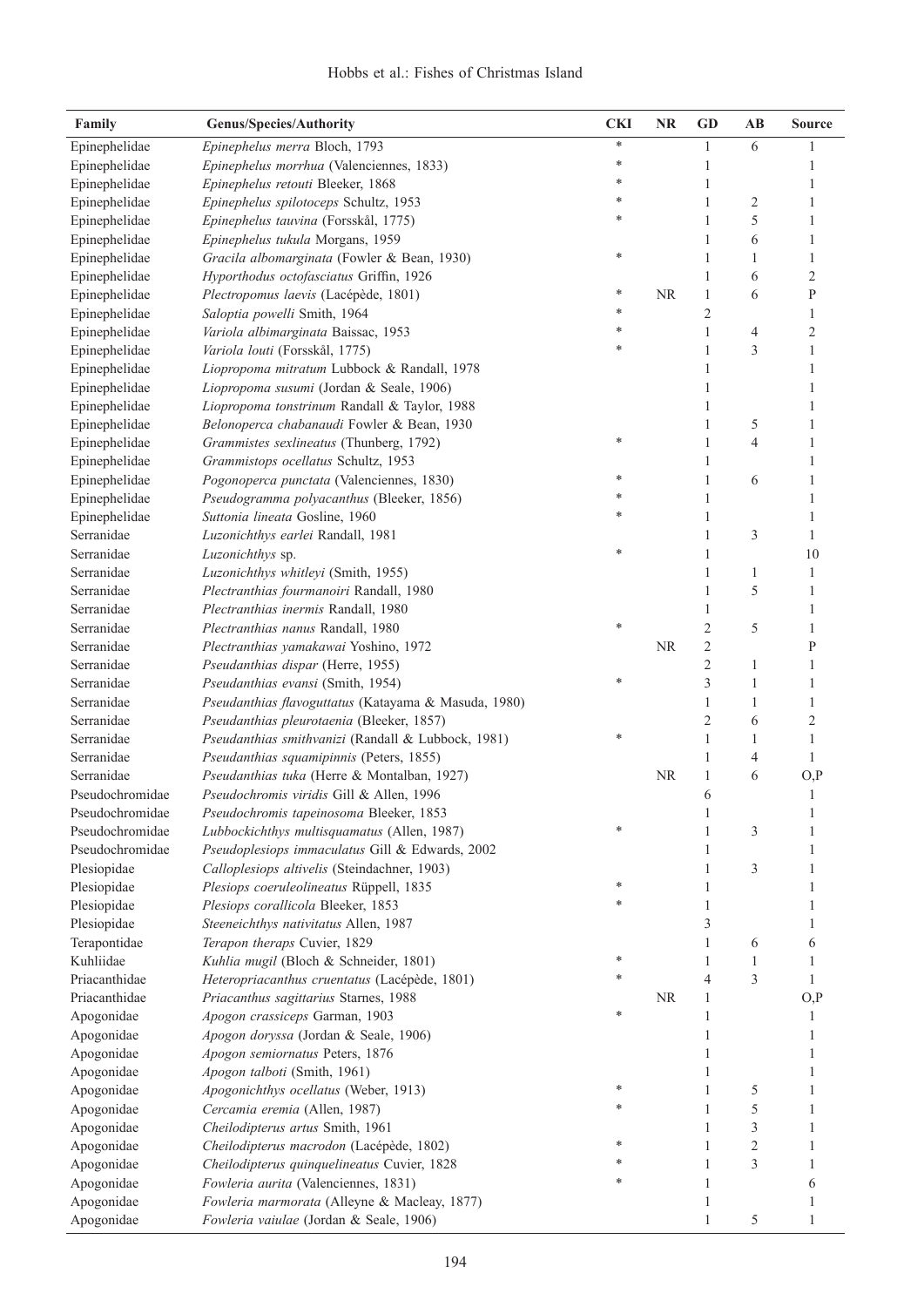| Family | Genus/Species/Authority | CKI | NR | GD | AB | Source |
|---|---|---|---|---|---|---|
| Epinephelidae | *Epinephelus merra* Bloch, 1793 | * | | 1 | 6 | 1 |
| Epinephelidae | *Epinephelus morrhua* (Valenciennes, 1833) | * | | 1 | | 1 |
| Epinephelidae | *Epinephelus retouti* Bleeker, 1868 | * | | 1 | | 1 |
| Epinephelidae | *Epinephelus spilotoceps* Schultz, 1953 | * | | 1 | 2 | 1 |
| Epinephelidae | *Epinephelus tauvina* (Forsskål, 1775) | * | | 1 | 5 | 1 |
| Epinephelidae | *Epinephelus tukula* Morgans, 1959 | | | 1 | 6 | 1 |
| Epinephelidae | *Gracila albomarginata* (Fowler & Bean, 1930) | * | | 1 | 1 | 1 |
| Epinephelidae | *Hyporthodus octofasciatus* Griffin, 1926 | | | 1 | 6 | 2 |
| Epinephelidae | *Plectropomus laevis* (Lacépède, 1801) | * | NR | 1 | 6 | P |
| Epinephelidae | *Saloptia powelli* Smith, 1964 | * | | 2 | | 1 |
| Epinephelidae | *Variola albimarginata* Baissac, 1953 | * | | 1 | 4 | 2 |
| Epinephelidae | *Variola louti* (Forsskål, 1775) | * | | 1 | 3 | 1 |
| Epinephelidae | *Liopropoma mitratum* Lubbock & Randall, 1978 | | | 1 | | 1 |
| Epinephelidae | *Liopropoma susumi* (Jordan & Seale, 1906) | | | 1 | | 1 |
| Epinephelidae | *Liopropoma tonstrinum* Randall & Taylor, 1988 | | | 1 | | 1 |
| Epinephelidae | *Belonoperca chabanaudi* Fowler & Bean, 1930 | | | 1 | 5 | 1 |
| Epinephelidae | *Grammistes sexlineatus* (Thunberg, 1792) | * | | 1 | 4 | 1 |
| Epinephelidae | *Grammistops ocellatus* Schultz, 1953 | | | 1 | | 1 |
| Epinephelidae | *Pogonoperca punctata* (Valenciennes, 1830) | * | | 1 | 6 | 1 |
| Epinephelidae | *Pseudogramma polyacanthus* (Bleeker, 1856) | * | | 1 | | 1 |
| Epinephelidae | *Suttonia lineata* Gosline, 1960 | * | | 1 | | 1 |
| Serranidae | *Luzonichthys earlei* Randall, 1981 | | | 1 | 3 | 1 |
| Serranidae | *Luzonichthys* sp. | * | | 1 | | 10 |
| Serranidae | *Luzonichthys whitleyi* (Smith, 1955) | | | 1 | 1 | 1 |
| Serranidae | *Plectranthias fourmanoiri* Randall, 1980 | | | 1 | 5 | 1 |
| Serranidae | *Plectranthias inermis* Randall, 1980 | | | 1 | | 1 |
| Serranidae | *Plectranthias nanus* Randall, 1980 | * | | 2 | 5 | 1 |
| Serranidae | *Plectranthias yamakawai* Yoshino, 1972 | | NR | 2 | | P |
| Serranidae | *Pseudanthias dispar* (Herre, 1955) | | | 2 | 1 | 1 |
| Serranidae | *Pseudanthias evansi* (Smith, 1954) | * | | 3 | 1 | 1 |
| Serranidae | *Pseudanthias flavoguttatus* (Katayama & Masuda, 1980) | | | 1 | 1 | 1 |
| Serranidae | *Pseudanthias pleurotaenia* (Bleeker, 1857) | | | 2 | 6 | 2 |
| Serranidae | *Pseudanthias smithvanizi* (Randall & Lubbock, 1981) | * | | 1 | 1 | 1 |
| Serranidae | *Pseudanthias squamipinnis* (Peters, 1855) | | | 1 | 4 | 1 |
| Serranidae | *Pseudanthias tuka* (Herre & Montalban, 1927) | | NR | 1 | 6 | O,P |
| Pseudochromidae | *Pseudochromis viridis* Gill & Allen, 1996 | | | 6 | | 1 |
| Pseudochromidae | *Pseudochromis tapeinosoma* Bleeker, 1853 | | | 1 | | 1 |
| Pseudochromidae | *Lubbockichthys multisquamatus* (Allen, 1987) | * | | 1 | 3 | 1 |
| Pseudochromidae | *Pseudoplesiops immaculatus* Gill & Edwards, 2002 | | | 1 | | 1 |
| Plesiopidae | *Calloplesiops altivelis* (Steindachner, 1903) | | | 1 | 3 | 1 |
| Plesiopidae | *Plesiops coeruleolineatus* Rüppell, 1835 | * | | 1 | | 1 |
| Plesiopidae | *Plesiops corallicola* Bleeker, 1853 | * | | 1 | | 1 |
| Plesiopidae | *Steeneichthys nativitatus* Allen, 1987 | | | 3 | | 1 |
| Terapontidae | *Terapon theraps* Cuvier, 1829 | | | 1 | 6 | 6 |
| Kuhliidae | *Kuhlia mugil* (Bloch & Schneider, 1801) | * | | 1 | 1 | 1 |
| Priacanthidae | *Heteropriacanthus cruentatus* (Lacépède, 1801) | * | | 4 | 3 | 1 |
| Priacanthidae | *Priacanthus sagittarius* Starnes, 1988 | | NR | 1 | | O,P |
| Apogonidae | *Apogon crassiceps* Garman, 1903 | * | | 1 | | 1 |
| Apogonidae | *Apogon doryssa* (Jordan & Seale, 1906) | | | 1 | | 1 |
| Apogonidae | *Apogon semiornatus* Peters, 1876 | | | 1 | | 1 |
| Apogonidae | *Apogon talboti* (Smith, 1961) | | | 1 | | 1 |
| Apogonidae | *Apogonichthys ocellatus* (Weber, 1913) | * | | 1 | 5 | 1 |
| Apogonidae | *Cercamia eremia* (Allen, 1987) | * | | 1 | 5 | 1 |
| Apogonidae | *Cheilodipterus artus* Smith, 1961 | | | 1 | 3 | 1 |
| Apogonidae | *Cheilodipterus macrodon* (Lacépède, 1802) | * | | 1 | 2 | 1 |
| Apogonidae | *Cheilodipterus quinquelineatus* Cuvier, 1828 | * | | 1 | 3 | 1 |
| Apogonidae | *Fowleria aurita* (Valenciennes, 1831) | * | | 1 | | 6 |
| Apogonidae | *Fowleria marmorata* (Alleyne & Macleay, 1877) | | | 1 | | 1 |
| Apogonidae | *Fowleria vaiulae* (Jordan & Seale, 1906) | | | 1 | 5 | 1 |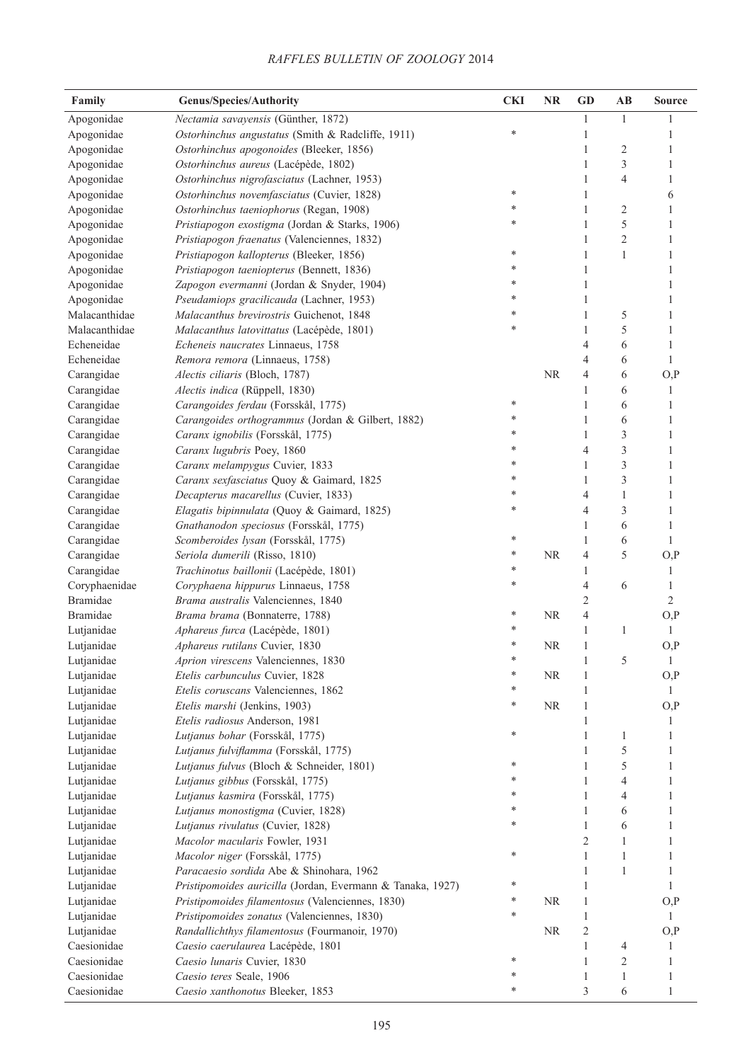| Family | Genus/Species/Authority | CKI | NR | GD | AB | Source |
|---|---|---|---|---|---|---|
| Apogonidae | *Nectamia savayensis* (Günther, 1872) | | | 1 | 1 | 1 |
| Apogonidae | *Ostorhinchus angustatus* (Smith & Radcliffe, 1911) | * | | 1 | | 1 |
| Apogonidae | *Ostorhinchus apogonoides* (Bleeker, 1856) | | | 1 | 2 | 1 |
| Apogonidae | *Ostorhinchus aureus* (Lacépède, 1802) | | | 1 | 3 | 1 |
| Apogonidae | *Ostorhinchus nigrofasciatus* (Lachner, 1953) | | | 1 | 4 | 1 |
| Apogonidae | *Ostorhinchus novemfasciatus* (Cuvier, 1828) | * | | 1 | | 6 |
| Apogonidae | *Ostorhinchus taeniophorus* (Regan, 1908) | * | | 1 | 2 | 1 |
| Apogonidae | *Pristiapogon exostigma* (Jordan & Starks, 1906) | * | | 1 | 5 | 1 |
| Apogonidae | *Pristiapogon fraenatus* (Valenciennes, 1832) | | | 1 | 2 | 1 |
| Apogonidae | *Pristiapogon kallopterus* (Bleeker, 1856) | * | | 1 | 1 | 1 |
| Apogonidae | *Pristiapogon taeniopterus* (Bennett, 1836) | * | | 1 | | 1 |
| Apogonidae | *Zapogon evermanni* (Jordan & Snyder, 1904) | * | | 1 | | 1 |
| Apogonidae | *Pseudamiops gracilicauda* (Lachner, 1953) | * | | 1 | | 1 |
| Malacanthidae | *Malacanthus brevirostris* Guichenot, 1848 | * | | 1 | 5 | 1 |
| Malacanthidae | *Malacanthus latovittatus* (Lacépède, 1801) | * | | 1 | 5 | 1 |
| Echeneidae | *Echeneis naucrates* Linnaeus, 1758 | | | 4 | 6 | 1 |
| Echeneidae | *Remora remora* (Linnaeus, 1758) | | | 4 | 6 | 1 |
| Carangidae | *Alectis ciliaris* (Bloch, 1787) | | NR | 4 | 6 | O,P |
| Carangidae | *Alectis indica* (Rüppell, 1830) | | | 1 | 6 | 1 |
| Carangidae | *Carangoides ferdau* (Forsskål, 1775) | * | | 1 | 6 | 1 |
| Carangidae | *Carangoides orthogrammus* (Jordan & Gilbert, 1882) | * | | 1 | 6 | 1 |
| Carangidae | *Caranx ignobilis* (Forsskål, 1775) | * | | 1 | 3 | 1 |
| Carangidae | *Caranx lugubris* Poey, 1860 | * | | 4 | 3 | 1 |
| Carangidae | *Caranx melampygus* Cuvier, 1833 | * | | 1 | 3 | 1 |
| Carangidae | *Caranx sexfasciatus* Quoy & Gaimard, 1825 | * | | 1 | 3 | 1 |
| Carangidae | *Decapterus macarellus* (Cuvier, 1833) | * | | 4 | 1 | 1 |
| Carangidae | *Elagatis bipinnulata* (Quoy & Gaimard, 1825) | * | | 4 | 3 | 1 |
| Carangidae | *Gnathanodon speciosus* (Forsskål, 1775) | | | 1 | 6 | 1 |
| Carangidae | *Scomberoides lysan* (Forsskål, 1775) | * | | 1 | 6 | 1 |
| Carangidae | *Seriola dumerili* (Risso, 1810) | * | NR | 4 | 5 | O,P |
| Carangidae | *Trachinotus baillonii* (Lacépède, 1801) | * | | 1 | | 1 |
| Coryphaenidae | *Coryphaena hippurus* Linnaeus, 1758 | * | | 4 | 6 | 1 |
| Bramidae | *Brama australis* Valenciennes, 1840 | | | 2 | | 2 |
| Bramidae | *Brama brama* (Bonnaterre, 1788) | * | NR | 4 | | O,P |
| Lutjanidae | *Aphareus furca* (Lacépède, 1801) | * | | 1 | 1 | 1 |
| Lutjanidae | *Aphareus rutilans* Cuvier, 1830 | * | NR | 1 | | O,P |
| Lutjanidae | *Aprion virescens* Valenciennes, 1830 | * | | 1 | 5 | 1 |
| Lutjanidae | *Etelis carbunculus* Cuvier, 1828 | * | NR | 1 | | O,P |
| Lutjanidae | *Etelis coruscans* Valenciennes, 1862 | * | | 1 | | 1 |
| Lutjanidae | *Etelis marshi* (Jenkins, 1903) | * | NR | 1 | | O,P |
| Lutjanidae | *Etelis radiosus* Anderson, 1981 | | | 1 | | 1 |
| Lutjanidae | *Lutjanus bohar* (Forsskål, 1775) | * | | 1 | 1 | 1 |
| Lutjanidae | *Lutjanus fulviflamma* (Forsskål, 1775) | | | 1 | 5 | 1 |
| Lutjanidae | *Lutjanus fulvus* (Bloch & Schneider, 1801) | * | | 1 | 5 | 1 |
| Lutjanidae | *Lutjanus gibbus* (Forsskål, 1775) | * | | 1 | 4 | 1 |
| Lutjanidae | *Lutjanus kasmira* (Forsskål, 1775) | * | | 1 | 4 | 1 |
| Lutjanidae | *Lutjanus monostigma* (Cuvier, 1828) | * | | 1 | 6 | 1 |
| Lutjanidae | *Lutjanus rivulatus* (Cuvier, 1828) | * | | 1 | 6 | 1 |
| Lutjanidae | *Macolor macularis* Fowler, 1931 | | | 2 | 1 | 1 |
| Lutjanidae | *Macolor niger* (Forsskål, 1775) | * | | 1 | 1 | 1 |
| Lutjanidae | *Paracaesio sordida* Abe & Shinohara, 1962 | | | 1 | 1 | 1 |
| Lutjanidae | *Pristipomoides auricilla* (Jordan, Evermann & Tanaka, 1927) | * | | 1 | | 1 |
| Lutjanidae | *Pristipomoides filamentosus* (Valenciennes, 1830) | * | NR | 1 | | O,P |
| Lutjanidae | *Pristipomoides zonatus* (Valenciennes, 1830) | * | | 1 | | 1 |
| Lutjanidae | *Randallichthys filamentosus* (Fourmanoir, 1970) | | NR | 2 | | O,P |
| Caesionidae | *Caesio caerulaurea* Lacépède, 1801 | | | 1 | 4 | 1 |
| Caesionidae | *Caesio lunaris* Cuvier, 1830 | * | | 1 | 2 | 1 |
| Caesionidae | *Caesio teres* Seale, 1906 | * | | 1 | 1 | 1 |
| Caesionidae | *Caesio xanthonotus* Bleeker, 1853 | * | | 3 | 6 | 1 |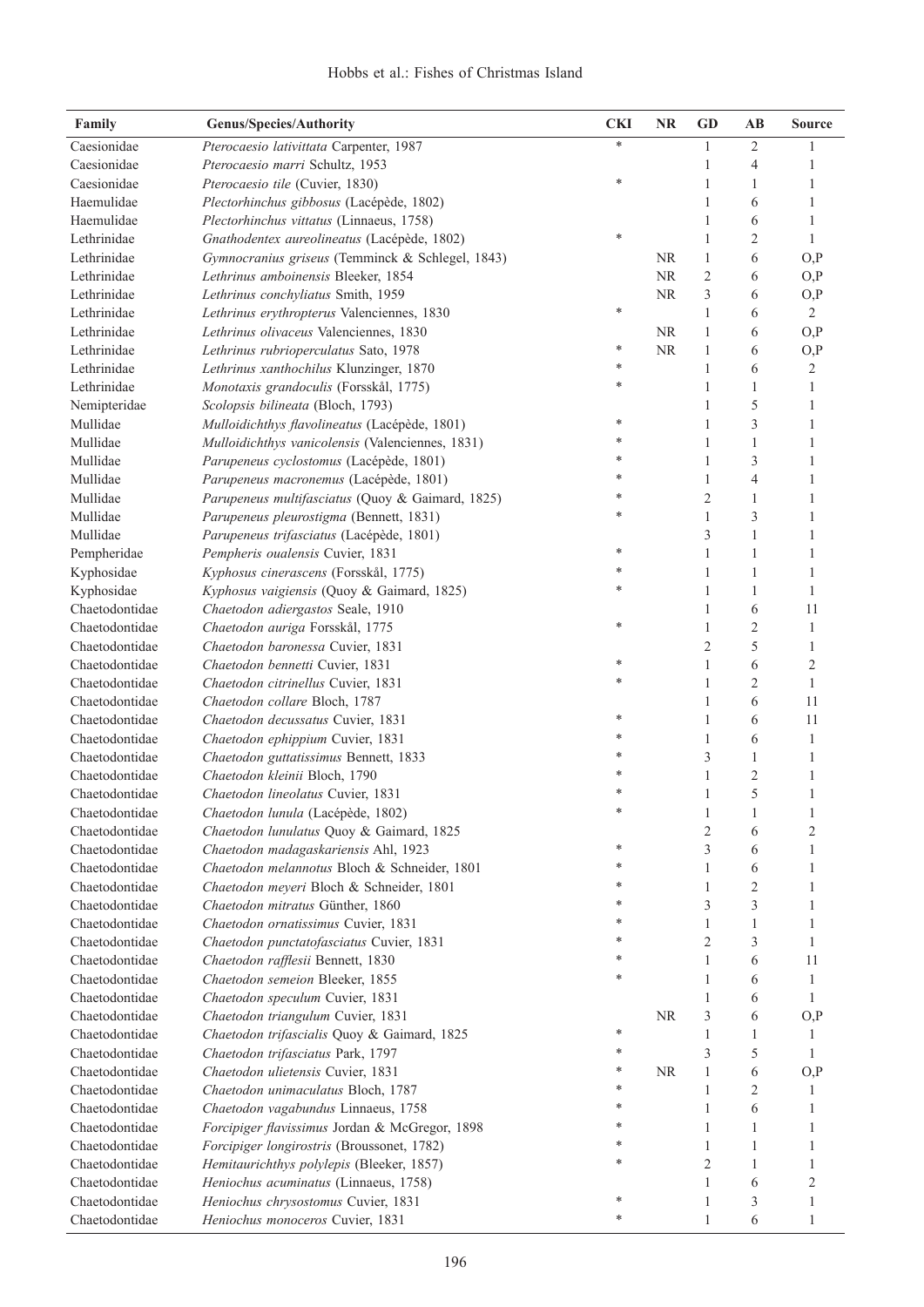| Family | Genus/Species/Authority | CKI | NR | GD | AB | Source |
|---|---|---|---|---|---|---|
| Caesionidae | *Pterocaesio lativittata* Carpenter, 1987 | * | | 1 | 2 | 1 |
| Caesionidae | *Pterocaesio marri* Schultz, 1953 | | | 1 | 4 | 1 |
| Caesionidae | *Pterocaesio tile* (Cuvier, 1830) | * | | 1 | 1 | 1 |
| Haemulidae | *Plectorhinchus gibbosus* (Lacépède, 1802) | | | 1 | 6 | 1 |
| Haemulidae | *Plectorhinchus vittatus* (Linnaeus, 1758) | | | 1 | 6 | 1 |
| Lethrinidae | *Gnathodentex aureolineatus* (Lacépède, 1802) | * | | 1 | 2 | 1 |
| Lethrinidae | *Gymnocranius griseus* (Temminck & Schlegel, 1843) | | NR | 1 | 6 | O,P |
| Lethrinidae | *Lethrinus amboinensis* Bleeker, 1854 | | NR | 2 | 6 | O,P |
| Lethrinidae | *Lethrinus conchyliatus* Smith, 1959 | | NR | 3 | 6 | O,P |
| Lethrinidae | *Lethrinus erythropterus* Valenciennes, 1830 | * | | 1 | 6 | 2 |
| Lethrinidae | *Lethrinus olivaceus* Valenciennes, 1830 | | NR | 1 | 6 | O,P |
| Lethrinidae | *Lethrinus rubrioperculatus* Sato, 1978 | * | NR | 1 | 6 | O,P |
| Lethrinidae | *Lethrinus xanthochilus* Klunzinger, 1870 | * | | 1 | 6 | 2 |
| Lethrinidae | *Monotaxis grandoculis* (Forsskål, 1775) | * | | 1 | 1 | 1 |
| Nemipteridae | *Scolopsis bilineata* (Bloch, 1793) | | | 1 | 5 | 1 |
| Mullidae | *Mulloidichthys flavolineatus* (Lacépède, 1801) | * | | 1 | 3 | 1 |
| Mullidae | *Mulloidichthys vanicolensis* (Valenciennes, 1831) | * | | 1 | 1 | 1 |
| Mullidae | *Parupeneus cyclostomus* (Lacépède, 1801) | * | | 1 | 3 | 1 |
| Mullidae | *Parupeneus macronemus* (Lacépède, 1801) | * | | 1 | 4 | 1 |
| Mullidae | *Parupeneus multifasciatus* (Quoy & Gaimard, 1825) | * | | 2 | 1 | 1 |
| Mullidae | *Parupeneus pleurostigma* (Bennett, 1831) | * | | 1 | 3 | 1 |
| Mullidae | *Parupeneus trifasciatus* (Lacépède, 1801) | | | 3 | 1 | 1 |
| Pempheridae | *Pempheris oualensis* Cuvier, 1831 | * | | 1 | 1 | 1 |
| Kyphosidae | *Kyphosus cinerascens* (Forsskål, 1775) | * | | 1 | 1 | 1 |
| Kyphosidae | *Kyphosus vaigiensis* (Quoy & Gaimard, 1825) | * | | 1 | 1 | 1 |
| Chaetodontidae | *Chaetodon adiergastos* Seale, 1910 | | | 1 | 6 | 11 |
| Chaetodontidae | *Chaetodon auriga* Forsskål, 1775 | * | | 1 | 2 | 1 |
| Chaetodontidae | *Chaetodon baronessa* Cuvier, 1831 | | | 2 | 5 | 1 |
| Chaetodontidae | *Chaetodon bennetti* Cuvier, 1831 | * | | 1 | 6 | 2 |
| Chaetodontidae | *Chaetodon citrinellus* Cuvier, 1831 | * | | 1 | 2 | 1 |
| Chaetodontidae | *Chaetodon collare* Bloch, 1787 | | | 1 | 6 | 11 |
| Chaetodontidae | *Chaetodon decussatus* Cuvier, 1831 | * | | 1 | 6 | 11 |
| Chaetodontidae | *Chaetodon ephippium* Cuvier, 1831 | * | | 1 | 6 | 1 |
| Chaetodontidae | *Chaetodon guttatissimus* Bennett, 1833 | * | | 3 | 1 | 1 |
| Chaetodontidae | *Chaetodon kleinii* Bloch, 1790 | * | | 1 | 2 | 1 |
| Chaetodontidae | *Chaetodon lineolatus* Cuvier, 1831 | * | | 1 | 5 | 1 |
| Chaetodontidae | *Chaetodon lunula* (Lacépède, 1802) | * | | 1 | 1 | 1 |
| Chaetodontidae | *Chaetodon lunulatus* Quoy & Gaimard, 1825 | | | 2 | 6 | 2 |
| Chaetodontidae | *Chaetodon madagaskariensis* Ahl, 1923 | * | | 3 | 6 | 1 |
| Chaetodontidae | *Chaetodon melannotus* Bloch & Schneider, 1801 | * | | 1 | 6 | 1 |
| Chaetodontidae | *Chaetodon meyeri* Bloch & Schneider, 1801 | * | | 1 | 2 | 1 |
| Chaetodontidae | *Chaetodon mitratus* Günther, 1860 | * | | 3 | 3 | 1 |
| Chaetodontidae | *Chaetodon ornatissimus* Cuvier, 1831 | * | | 1 | 1 | 1 |
| Chaetodontidae | *Chaetodon punctatofasciatus* Cuvier, 1831 | * | | 2 | 3 | 1 |
| Chaetodontidae | *Chaetodon rafflesii* Bennett, 1830 | * | | 1 | 6 | 11 |
| Chaetodontidae | *Chaetodon semeion* Bleeker, 1855 | * | | 1 | 6 | 1 |
| Chaetodontidae | *Chaetodon speculum* Cuvier, 1831 | | | 1 | 6 | 1 |
| Chaetodontidae | *Chaetodon triangulum* Cuvier, 1831 | | NR | 3 | 6 | O,P |
| Chaetodontidae | *Chaetodon trifascialis* Quoy & Gaimard, 1825 | * | | 1 | 1 | 1 |
| Chaetodontidae | *Chaetodon trifasciatus* Park, 1797 | * | | 3 | 5 | 1 |
| Chaetodontidae | *Chaetodon ulietensis* Cuvier, 1831 | * | NR | 1 | 6 | O,P |
| Chaetodontidae | *Chaetodon unimaculatus* Bloch, 1787 | * | | 1 | 2 | 1 |
| Chaetodontidae | *Chaetodon vagabundus* Linnaeus, 1758 | * | | 1 | 6 | 1 |
| Chaetodontidae | *Forcipiger flavissimus* Jordan & McGregor, 1898 | * | | 1 | 1 | 1 |
| Chaetodontidae | *Forcipiger longirostris* (Broussonet, 1782) | * | | 1 | 1 | 1 |
| Chaetodontidae | *Hemitaurichthys polylepis* (Bleeker, 1857) | * | | 2 | 1 | 1 |
| Chaetodontidae | *Heniochus acuminatus* (Linnaeus, 1758) | | | 1 | 6 | 2 |
| Chaetodontidae | *Heniochus chrysostomus* Cuvier, 1831 | * | | 1 | 3 | 1 |
| Chaetodontidae | *Heniochus monoceros* Cuvier, 1831 | * | | 1 | 6 | 1 |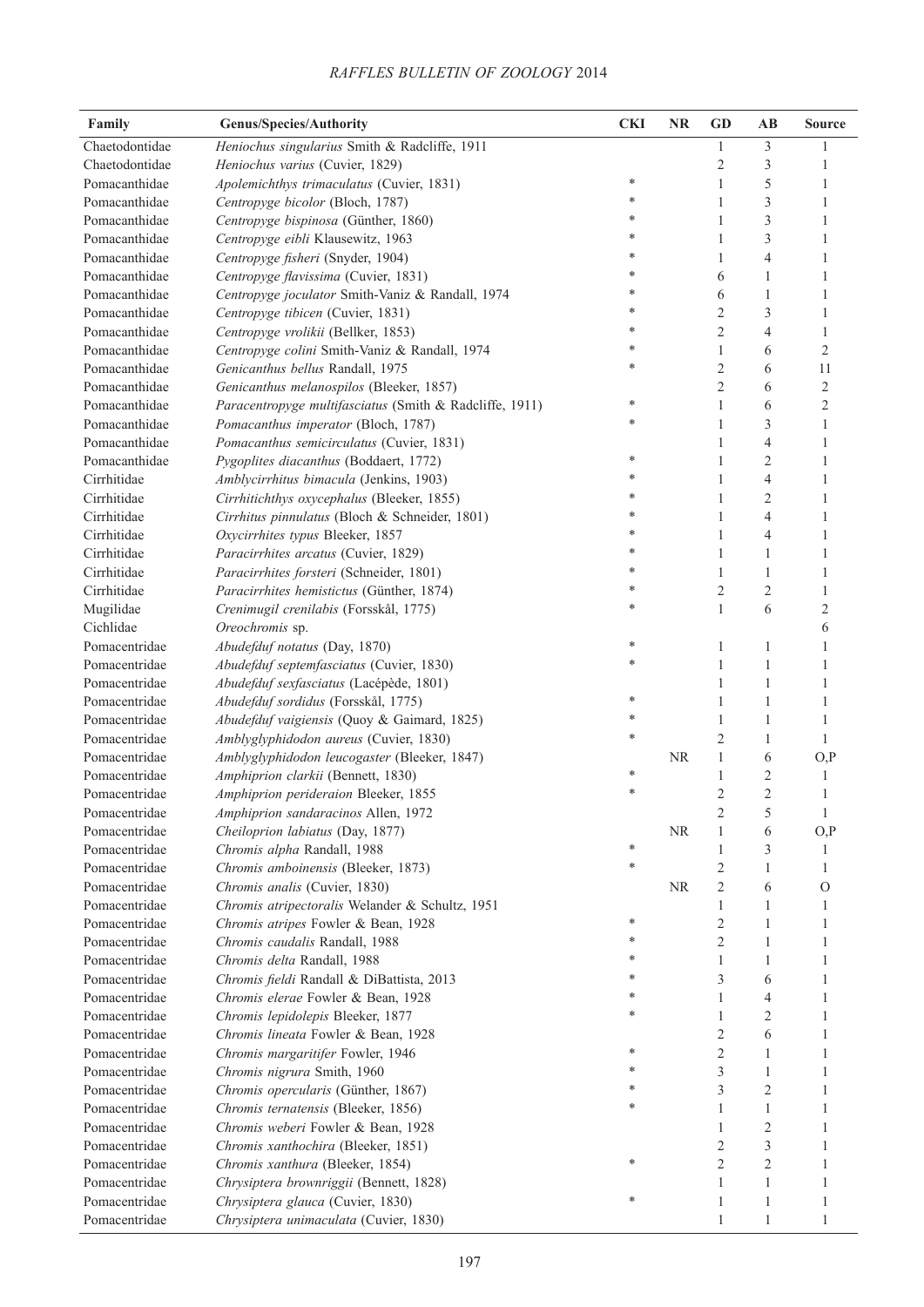| Family | Genus/Species/Authority | CKI | NR | GD | AB | Source |
|---|---|---|---|---|---|---|
| Chaetodontidae | *Heniochus singularius* Smith & Radcliffe, 1911 | | | 1 | 3 | 1 |
| Chaetodontidae | *Heniochus varius* (Cuvier, 1829) | | | 2 | 3 | 1 |
| Pomacanthidae | *Apolemichthys trimaculatus* (Cuvier, 1831) | * | | 1 | 5 | 1 |
| Pomacanthidae | *Centropyge bicolor* (Bloch, 1787) | * | | 1 | 3 | 1 |
| Pomacanthidae | *Centropyge bispinosa* (Günther, 1860) | * | | 1 | 3 | 1 |
| Pomacanthidae | *Centropyge eibli* Klausewitz, 1963 | * | | 1 | 3 | 1 |
| Pomacanthidae | *Centropyge fisheri* (Snyder, 1904) | * | | 1 | 4 | 1 |
| Pomacanthidae | *Centropyge flavissima* (Cuvier, 1831) | * | | 6 | 1 | 1 |
| Pomacanthidae | *Centropyge joculator* Smith-Vaniz & Randall, 1974 | * | | 6 | 1 | 1 |
| Pomacanthidae | *Centropyge tibicen* (Cuvier, 1831) | * | | 2 | 3 | 1 |
| Pomacanthidae | *Centropyge vrolikii* (Bellker, 1853) | * | | 2 | 4 | 1 |
| Pomacanthidae | *Centropyge colini* Smith-Vaniz & Randall, 1974 | * | | 1 | 6 | 2 |
| Pomacanthidae | *Genicanthus bellus* Randall, 1975 | * | | 2 | 6 | 11 |
| Pomacanthidae | *Genicanthus melanospilos* (Bleeker, 1857) | | | 2 | 6 | 2 |
| Pomacanthidae | *Paracentropyge multifasciatus* (Smith & Radcliffe, 1911) | * | | 1 | 6 | 2 |
| Pomacanthidae | *Pomacanthus imperator* (Bloch, 1787) | * | | 1 | 3 | 1 |
| Pomacanthidae | *Pomacanthus semicirculatus* (Cuvier, 1831) | | | 1 | 4 | 1 |
| Pomacanthidae | *Pygoplites diacanthus* (Boddaert, 1772) | * | | 1 | 2 | 1 |
| Cirrhitidae | *Amblycirrhitus bimacula* (Jenkins, 1903) | * | | 1 | 4 | 1 |
| Cirrhitidae | *Cirrhitichthys oxycephalus* (Bleeker, 1855) | * | | 1 | 2 | 1 |
| Cirrhitidae | *Cirrhitus pinnulatus* (Bloch & Schneider, 1801) | * | | 1 | 4 | 1 |
| Cirrhitidae | *Oxycirrhites typus* Bleeker, 1857 | * | | 1 | 4 | 1 |
| Cirrhitidae | *Paracirrhites arcatus* (Cuvier, 1829) | * | | 1 | 1 | 1 |
| Cirrhitidae | *Paracirrhites forsteri* (Schneider, 1801) | * | | 1 | 1 | 1 |
| Cirrhitidae | *Paracirrhites hemistictus* (Günther, 1874) | * | | 2 | 2 | 1 |
| Mugilidae | *Crenimugil crenilabis* (Forsskål, 1775) | * | | 1 | 6 | 2 |
| Cichlidae | *Oreochromis* sp. | | | | | 6 |
| Pomacentridae | *Abudefduf notatus* (Day, 1870) | * | | 1 | 1 | 1 |
| Pomacentridae | *Abudefduf septemfasciatus* (Cuvier, 1830) | * | | 1 | 1 | 1 |
| Pomacentridae | *Abudefduf sexfasciatus* (Lacépède, 1801) | | | 1 | 1 | 1 |
| Pomacentridae | *Abudefduf sordidus* (Forsskål, 1775) | * | | 1 | 1 | 1 |
| Pomacentridae | *Abudefduf vaigiensis* (Quoy & Gaimard, 1825) | * | | 1 | 1 | 1 |
| Pomacentridae | *Amblyglyphidodon aureus* (Cuvier, 1830) | * | | 2 | 1 | 1 |
| Pomacentridae | *Amblyglyphidodon leucogaster* (Bleeker, 1847) | | NR | 1 | 6 | O,P |
| Pomacentridae | *Amphiprion clarkii* (Bennett, 1830) | * | | 1 | 2 | 1 |
| Pomacentridae | *Amphiprion perideraion* Bleeker, 1855 | * | | 2 | 2 | 1 |
| Pomacentridae | *Amphiprion sandaracinos* Allen, 1972 | | | 2 | 5 | 1 |
| Pomacentridae | *Cheiloprion labiatus* (Day, 1877) | | NR | 1 | 6 | O,P |
| Pomacentridae | *Chromis alpha* Randall, 1988 | * | | 1 | 3 | 1 |
| Pomacentridae | *Chromis amboinensis* (Bleeker, 1873) | * | | 2 | 1 | 1 |
| Pomacentridae | *Chromis analis* (Cuvier, 1830) | | NR | 2 | 6 | O |
| Pomacentridae | *Chromis atripectoralis* Welander & Schultz, 1951 | | | 1 | 1 | 1 |
| Pomacentridae | *Chromis atripes* Fowler & Bean, 1928 | * | | 2 | 1 | 1 |
| Pomacentridae | *Chromis caudalis* Randall, 1988 | * | | 2 | 1 | 1 |
| Pomacentridae | *Chromis delta* Randall, 1988 | * | | 1 | 1 | 1 |
| Pomacentridae | *Chromis fieldi* Randall & DiBattista, 2013 | * | | 3 | 6 | 1 |
| Pomacentridae | *Chromis elerae* Fowler & Bean, 1928 | * | | 1 | 4 | 1 |
| Pomacentridae | *Chromis lepidolepis* Bleeker, 1877 | * | | 1 | 2 | 1 |
| Pomacentridae | *Chromis lineata* Fowler & Bean, 1928 | | | 2 | 6 | 1 |
| Pomacentridae | *Chromis margaritifer* Fowler, 1946 | * | | 2 | 1 | 1 |
| Pomacentridae | *Chromis nigrura* Smith, 1960 | * | | 3 | 1 | 1 |
| Pomacentridae | *Chromis opercularis* (Günther, 1867) | * | | 3 | 2 | 1 |
| Pomacentridae | *Chromis ternatensis* (Bleeker, 1856) | * | | 1 | 1 | 1 |
| Pomacentridae | *Chromis weberi* Fowler & Bean, 1928 | | | 1 | 2 | 1 |
| Pomacentridae | *Chromis xanthochira* (Bleeker, 1851) | | | 2 | 3 | 1 |
| Pomacentridae | *Chromis xanthura* (Bleeker, 1854) | * | | 2 | 2 | 1 |
| Pomacentridae | *Chrysiptera brownriggii* (Bennett, 1828) | | | 1 | 1 | 1 |
| Pomacentridae | *Chrysiptera glauca* (Cuvier, 1830) | * | | 1 | 1 | 1 |
| Pomacentridae | *Chrysiptera unimaculata* (Cuvier, 1830) | | | 1 | 1 | 1 |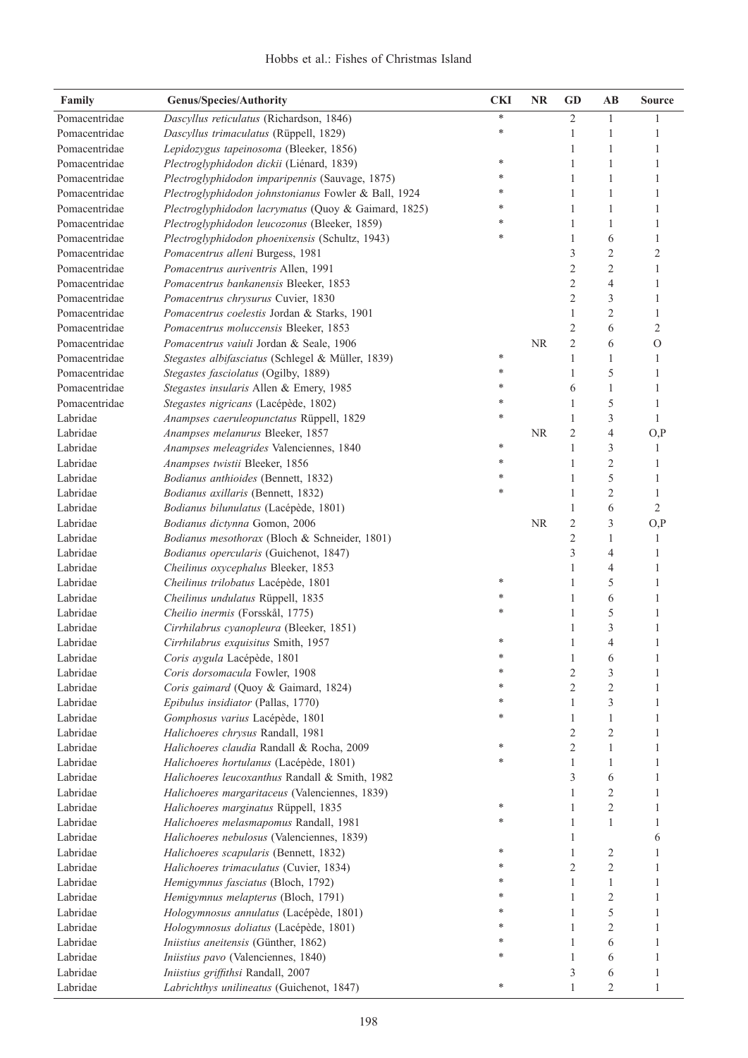| Family | Genus/Species/Authority | CKI | NR | GD | AB | Source |
|---|---|---|---|---|---|---|
| Pomacentridae | *Dascyllus reticulatus* (Richardson, 1846) | * | | 2 | 1 | 1 |
| Pomacentridae | *Dascyllus trimaculatus* (Rüppell, 1829) | * | | 1 | 1 | 1 |
| Pomacentridae | *Lepidozygus tapeinosoma* (Bleeker, 1856) | | | 1 | 1 | 1 |
| Pomacentridae | *Plectroglyphidodon dickii* (Liénard, 1839) | * | | 1 | 1 | 1 |
| Pomacentridae | *Plectroglyphidodon imparipennis* (Sauvage, 1875) | * | | 1 | 1 | 1 |
| Pomacentridae | *Plectroglyphidodon johnstonianus* Fowler & Ball, 1924 | * | | 1 | 1 | 1 |
| Pomacentridae | *Plectroglyphidodon lacrymatus* (Quoy & Gaimard, 1825) | * | | 1 | 1 | 1 |
| Pomacentridae | *Plectroglyphidodon leucozonus* (Bleeker, 1859) | * | | 1 | 1 | 1 |
| Pomacentridae | *Plectroglyphidodon phoenixensis* (Schultz, 1943) | * | | 1 | 6 | 1 |
| Pomacentridae | *Pomacentrus alleni* Burgess, 1981 | | | 3 | 2 | 2 |
| Pomacentridae | *Pomacentrus auriventris* Allen, 1991 | | | 2 | 2 | 1 |
| Pomacentridae | *Pomacentrus bankanensis* Bleeker, 1853 | | | 2 | 4 | 1 |
| Pomacentridae | *Pomacentrus chrysurus* Cuvier, 1830 | | | 2 | 3 | 1 |
| Pomacentridae | *Pomacentrus coelestis* Jordan & Starks, 1901 | | | 1 | 2 | 1 |
| Pomacentridae | *Pomacentrus moluccensis* Bleeker, 1853 | | | 2 | 6 | 2 |
| Pomacentridae | *Pomacentrus vaiuli* Jordan & Seale, 1906 | | NR | 2 | 6 | O |
| Pomacentridae | *Stegastes albifasciatus* (Schlegel & Müller, 1839) | * | | 1 | 1 | 1 |
| Pomacentridae | *Stegastes fasciolatus* (Ogilby, 1889) | * | | 1 | 5 | 1 |
| Pomacentridae | *Stegastes insularis* Allen & Emery, 1985 | * | | 6 | 1 | 1 |
| Pomacentridae | *Stegastes nigricans* (Lacépède, 1802) | * | | 1 | 5 | 1 |
| Labridae | *Anampses caeruleopunctatus* Rüppell, 1829 | * | | 1 | 3 | 1 |
| Labridae | *Anampses melanurus* Bleeker, 1857 | | NR | 2 | 4 | O,P |
| Labridae | *Anampses meleagrides* Valenciennes, 1840 | * | | 1 | 3 | 1 |
| Labridae | *Anampses twistii* Bleeker, 1856 | * | | 1 | 2 | 1 |
| Labridae | *Bodianus anthioides* (Bennett, 1832) | * | | 1 | 5 | 1 |
| Labridae | *Bodianus axillaris* (Bennett, 1832) | * | | 1 | 2 | 1 |
| Labridae | *Bodianus bilunulatus* (Lacépède, 1801) | | | 1 | 6 | 2 |
| Labridae | *Bodianus dictynna* Gomon, 2006 | | NR | 2 | 3 | O,P |
| Labridae | *Bodianus mesothorax* (Bloch & Schneider, 1801) | | | 2 | 1 | 1 |
| Labridae | *Bodianus opercularis* (Guichenot, 1847) | | | 3 | 4 | 1 |
| Labridae | *Cheilinus oxycephalus* Bleeker, 1853 | | | 1 | 4 | 1 |
| Labridae | *Cheilinus trilobatus* Lacépède, 1801 | * | | 1 | 5 | 1 |
| Labridae | *Cheilinus undulatus* Rüppell, 1835 | * | | 1 | 6 | 1 |
| Labridae | *Cheilio inermis* (Forsskål, 1775) | * | | 1 | 5 | 1 |
| Labridae | *Cirrhilabrus cyanopleura* (Bleeker, 1851) | | | 1 | 3 | 1 |
| Labridae | *Cirrhilabrus exquisitus* Smith, 1957 | * | | 1 | 4 | 1 |
| Labridae | *Coris aygula* Lacépède, 1801 | * | | 1 | 6 | 1 |
| Labridae | *Coris dorsomacula* Fowler, 1908 | * | | 2 | 3 | 1 |
| Labridae | *Coris gaimard* (Quoy & Gaimard, 1824) | * | | 2 | 2 | 1 |
| Labridae | *Epibulus insidiator* (Pallas, 1770) | * | | 1 | 3 | 1 |
| Labridae | *Gomphosus varius* Lacépède, 1801 | * | | 1 | 1 | 1 |
| Labridae | *Halichoeres chrysus* Randall, 1981 | | | 2 | 2 | 1 |
| Labridae | *Halichoeres claudia* Randall & Rocha, 2009 | * | | 2 | 1 | 1 |
| Labridae | *Halichoeres hortulanus* (Lacépède, 1801) | * | | 1 | 1 | 1 |
| Labridae | *Halichoeres leucoxanthus* Randall & Smith, 1982 | | | 3 | 6 | 1 |
| Labridae | *Halichoeres margaritaceus* (Valenciennes, 1839) | | | 1 | 2 | 1 |
| Labridae | *Halichoeres marginatus* Rüppell, 1835 | * | | 1 | 2 | 1 |
| Labridae | *Halichoeres melasmapomus* Randall, 1981 | * | | 1 | 1 | 1 |
| Labridae | *Halichoeres nebulosus* (Valenciennes, 1839) | | | 1 | | 6 |
| Labridae | *Halichoeres scapularis* (Bennett, 1832) | * | | 1 | 2 | 1 |
| Labridae | *Halichoeres trimaculatus* (Cuvier, 1834) | * | | 2 | 2 | 1 |
| Labridae | *Hemigymnus fasciatus* (Bloch, 1792) | * | | 1 | 1 | 1 |
| Labridae | *Hemigymnus melapterus* (Bloch, 1791) | * | | 1 | 2 | 1 |
| Labridae | *Hologymnosus annulatus* (Lacépède, 1801) | * | | 1 | 5 | 1 |
| Labridae | *Hologymnosus doliatus* (Lacépède, 1801) | * | | 1 | 2 | 1 |
| Labridae | *Iniistius aneitensis* (Günther, 1862) | * | | 1 | 6 | 1 |
| Labridae | *Iniistius pavo* (Valenciennes, 1840) | * | | 1 | 6 | 1 |
| Labridae | *Iniistius griffithsi* Randall, 2007 | | | 3 | 6 | 1 |
| Labridae | *Labrichthys unilineatus* (Guichenot, 1847) | * | | 1 | 2 | 1 |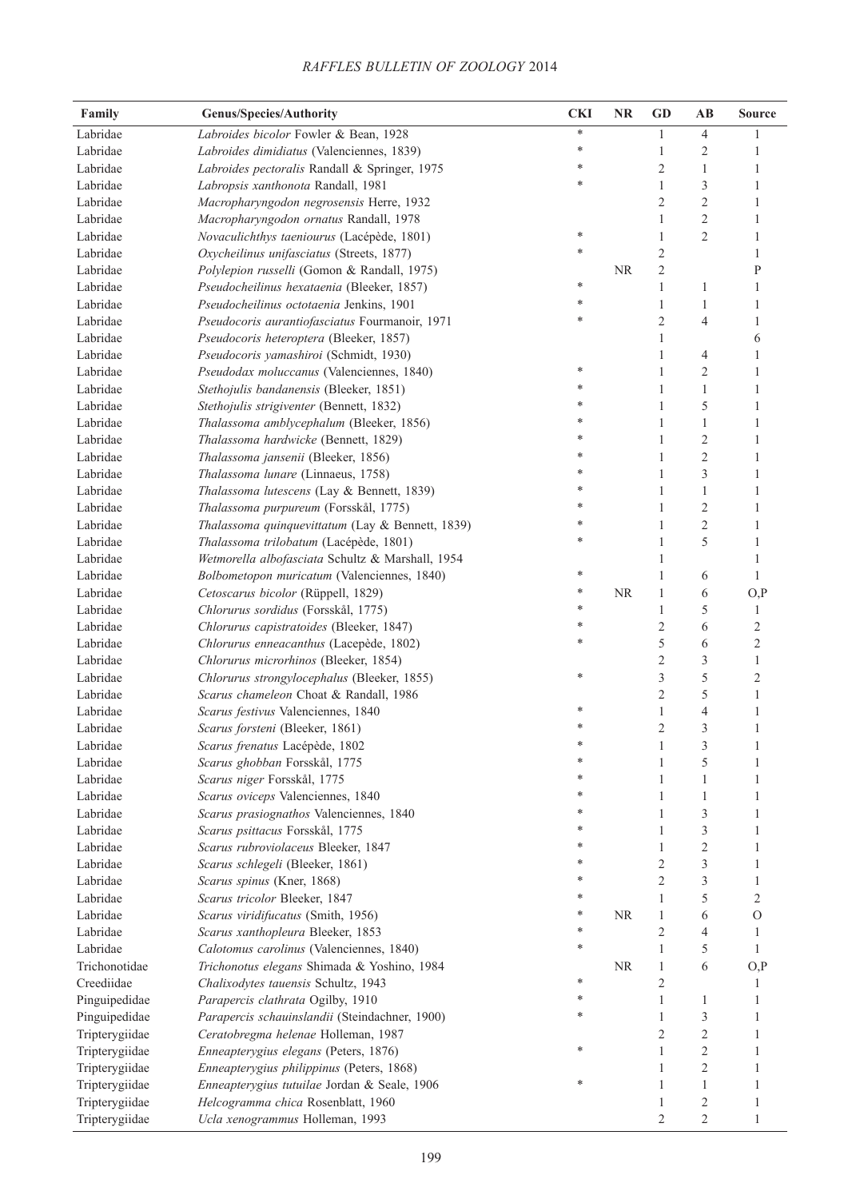| Family | Genus/Species/Authority | CKI | NR | GD | AB | Source |
|---|---|---|---|---|---|---|
| Labridae | *Labroides bicolor* Fowler & Bean, 1928 | * | | 1 | 4 | 1 |
| Labridae | *Labroides dimidiatus* (Valenciennes, 1839) | * | | 1 | 2 | 1 |
| Labridae | *Labroides pectoralis* Randall & Springer, 1975 | * | | 2 | 1 | 1 |
| Labridae | *Labropsis xanthonota* Randall, 1981 | * | | 1 | 3 | 1 |
| Labridae | *Macropharyngodon negrosensis* Herre, 1932 | | | 2 | 2 | 1 |
| Labridae | *Macropharyngodon ornatus* Randall, 1978 | | | 1 | 2 | 1 |
| Labridae | *Novaculichthys taeniourus* (Lacépède, 1801) | * | | 1 | 2 | 1 |
| Labridae | *Oxycheilinus unifasciatus* (Streets, 1877) | * | | 2 | | 1 |
| Labridae | *Polylepion russelli* (Gomon & Randall, 1975) | | NR | 2 | | P |
| Labridae | *Pseudocheilinus hexataenia* (Bleeker, 1857) | * | | 1 | 1 | 1 |
| Labridae | *Pseudocheilinus octotaenia* Jenkins, 1901 | * | | 1 | 1 | 1 |
| Labridae | *Pseudocoris aurantiofasciatus* Fourmanoir, 1971 | * | | 2 | 4 | 1 |
| Labridae | *Pseudocoris heteroptera* (Bleeker, 1857) | | | 1 | | 6 |
| Labridae | *Pseudocoris yamashiroi* (Schmidt, 1930) | | | 1 | 4 | 1 |
| Labridae | *Pseudodax moluccanus* (Valenciennes, 1840) | * | | 1 | 2 | 1 |
| Labridae | *Stethojulis bandanensis* (Bleeker, 1851) | * | | 1 | 1 | 1 |
| Labridae | *Stethojulis strigiventer* (Bennett, 1832) | * | | 1 | 5 | 1 |
| Labridae | *Thalassoma amblycephalum* (Bleeker, 1856) | * | | 1 | 1 | 1 |
| Labridae | *Thalassoma hardwicke* (Bennett, 1829) | * | | 1 | 2 | 1 |
| Labridae | *Thalassoma jansenii* (Bleeker, 1856) | * | | 1 | 2 | 1 |
| Labridae | *Thalassoma lunare* (Linnaeus, 1758) | * | | 1 | 3 | 1 |
| Labridae | *Thalassoma lutescens* (Lay & Bennett, 1839) | * | | 1 | 1 | 1 |
| Labridae | *Thalassoma purpureum* (Forsskål, 1775) | * | | 1 | 2 | 1 |
| Labridae | *Thalassoma quinquevittatum* (Lay & Bennett, 1839) | * | | 1 | 2 | 1 |
| Labridae | *Thalassoma trilobatum* (Lacépède, 1801) | * | | 1 | 5 | 1 |
| Labridae | *Wetmorella albofasciata* Schultz & Marshall, 1954 | | | 1 | | 1 |
| Labridae | *Bolbometopon muricatum* (Valenciennes, 1840) | * | | 1 | 6 | 1 |
| Labridae | *Cetoscarus bicolor* (Rüppell, 1829) | * | NR | 1 | 6 | O,P |
| Labridae | *Chlorurus sordidus* (Forsskål, 1775) | * | | 1 | 5 | 1 |
| Labridae | *Chlorurus capistratoides* (Bleeker, 1847) | * | | 2 | 6 | 2 |
| Labridae | *Chlorurus enneacanthus* (Lacepède, 1802) | * | | 5 | 6 | 2 |
| Labridae | *Chlorurus microrhinos* (Bleeker, 1854) | | | 2 | 3 | 1 |
| Labridae | *Chlorurus strongylocephalus* (Bleeker, 1855) | * | | 3 | 5 | 2 |
| Labridae | *Scarus chameleon* Choat & Randall, 1986 | | | 2 | 5 | 1 |
| Labridae | *Scarus festivus* Valenciennes, 1840 | * | | 1 | 4 | 1 |
| Labridae | *Scarus forsteni* (Bleeker, 1861) | * | | 2 | 3 | 1 |
| Labridae | *Scarus frenatus* Lacépède, 1802 | * | | 1 | 3 | 1 |
| Labridae | *Scarus ghobban* Forsskål, 1775 | * | | 1 | 5 | 1 |
| Labridae | *Scarus niger* Forsskål, 1775 | * | | 1 | 1 | 1 |
| Labridae | *Scarus oviceps* Valenciennes, 1840 | * | | 1 | 1 | 1 |
| Labridae | *Scarus prasiognathos* Valenciennes, 1840 | * | | 1 | 3 | 1 |
| Labridae | *Scarus psittacus* Forsskål, 1775 | * | | 1 | 3 | 1 |
| Labridae | *Scarus rubroviolaceus* Bleeker, 1847 | * | | 1 | 2 | 1 |
| Labridae | *Scarus schlegeli* (Bleeker, 1861) | * | | 2 | 3 | 1 |
| Labridae | *Scarus spinus* (Kner, 1868) | * | | 2 | 3 | 1 |
| Labridae | *Scarus tricolor* Bleeker, 1847 | * | | 1 | 5 | 2 |
| Labridae | *Scarus viridifucatus* (Smith, 1956) | * | NR | 1 | 6 | O |
| Labridae | *Scarus xanthopleura* Bleeker, 1853 | * | | 2 | 4 | 1 |
| Labridae | *Calotomus carolinus* (Valenciennes, 1840) | * | | 1 | 5 | 1 |
| Trichonotidae | *Trichonotus elegans* Shimada & Yoshino, 1984 | | NR | 1 | 6 | O,P |
| Creediidae | *Chalixodytes tauensis* Schultz, 1943 | * | | 2 | | 1 |
| Pinguipedidae | *Parapercis clathrata* Ogilby, 1910 | * | | 1 | 1 | 1 |
| Pinguipedidae | *Parapercis schauinslandii* (Steindachner, 1900) | * | | 1 | 3 | 1 |
| Tripterygiidae | *Ceratobregma helenae* Holleman, 1987 | | | 2 | 2 | 1 |
| Tripterygiidae | *Enneapterygius elegans* (Peters, 1876) | * | | 1 | 2 | 1 |
| Tripterygiidae | *Enneapterygius philippinus* (Peters, 1868) | | | 1 | 2 | 1 |
| Tripterygiidae | *Enneapterygius tutuilae* Jordan & Seale, 1906 | * | | 1 | 1 | 1 |
| Tripterygiidae | *Helcogramma chica* Rosenblatt, 1960 | | | 1 | 2 | 1 |
| Tripterygiidae | *Ucla xenogrammus* Holleman, 1993 | | | 2 | 2 | 1 |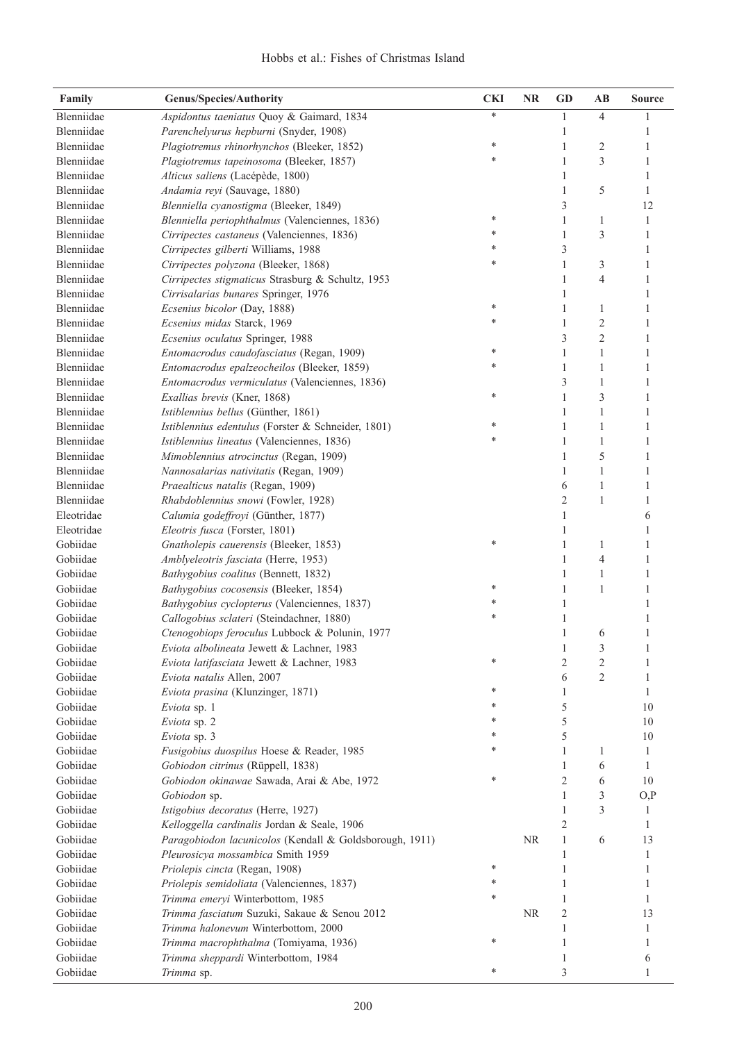| Family | Genus/Species/Authority | CKI | NR | GD | AB | Source |
|---|---|---|---|---|---|---|
| Blenniidae | *Aspidontus taeniatus* Quoy & Gaimard, 1834 | * | | 1 | 4 | 1 |
| Blenniidae | *Parenchelyurus hepburni* (Snyder, 1908) | | | 1 | | 1 |
| Blenniidae | *Plagiotremus rhinorhynchos* (Bleeker, 1852) | * | | 1 | 2 | 1 |
| Blenniidae | *Plagiotremus tapeinosoma* (Bleeker, 1857) | * | | 1 | 3 | 1 |
| Blenniidae | *Alticus saliens* (Lacépède, 1800) | | | 1 | | 1 |
| Blenniidae | *Andamia reyi* (Sauvage, 1880) | | | 1 | 5 | 1 |
| Blenniidae | *Blenniella cyanostigma* (Bleeker, 1849) | | | 3 | | 12 |
| Blenniidae | *Blenniella periophthalmus* (Valenciennes, 1836) | * | | 1 | 1 | 1 |
| Blenniidae | *Cirripectes castaneus* (Valenciennes, 1836) | * | | 1 | 3 | 1 |
| Blenniidae | *Cirripectes gilberti* Williams, 1988 | * | | 3 | | 1 |
| Blenniidae | *Cirripectes polyzona* (Bleeker, 1868) | * | | 1 | 3 | 1 |
| Blenniidae | *Cirripectes stigmaticus* Strasburg & Schultz, 1953 | | | 1 | 4 | 1 |
| Blenniidae | *Cirrisalarias bunares* Springer, 1976 | | | 1 | | 1 |
| Blenniidae | *Ecsenius bicolor* (Day, 1888) | * | | 1 | 1 | 1 |
| Blenniidae | *Ecsenius midas* Starck, 1969 | * | | 1 | 2 | 1 |
| Blenniidae | *Ecsenius oculatus* Springer, 1988 | | | 3 | 2 | 1 |
| Blenniidae | *Entomacrodus caudofasciatus* (Regan, 1909) | * | | 1 | 1 | 1 |
| Blenniidae | *Entomacrodus epalzeocheilos* (Bleeker, 1859) | * | | 1 | 1 | 1 |
| Blenniidae | *Entomacrodus vermiculatus* (Valenciennes, 1836) | | | 3 | 1 | 1 |
| Blenniidae | *Exallias brevis* (Kner, 1868) | * | | 1 | 3 | 1 |
| Blenniidae | *Istiblennius bellus* (Günther, 1861) | | | 1 | 1 | 1 |
| Blenniidae | *Istiblennius edentulus* (Forster & Schneider, 1801) | * | | 1 | 1 | 1 |
| Blenniidae | *Istiblennius lineatus* (Valenciennes, 1836) | * | | 1 | 1 | 1 |
| Blenniidae | *Mimoblennius atrocinctus* (Regan, 1909) | | | 1 | 5 | 1 |
| Blenniidae | *Nannosalarias nativitatis* (Regan, 1909) | | | 1 | 1 | 1 |
| Blenniidae | *Praealticus natalis* (Regan, 1909) | | | 6 | 1 | 1 |
| Blenniidae | *Rhabdoblennius snowi* (Fowler, 1928) | | | 2 | 1 | 1 |
| Eleotridae | *Calumia godeffroyi* (Günther, 1877) | | | 1 | | 6 |
| Eleotridae | *Eleotris fusca* (Forster, 1801) | | | 1 | | 1 |
| Gobiidae | *Gnatholepis cauerensis* (Bleeker, 1853) | * | | 1 | 1 | 1 |
| Gobiidae | *Amblyeleotris fasciata* (Herre, 1953) | | | 1 | 4 | 1 |
| Gobiidae | *Bathygobius coalitus* (Bennett, 1832) | | | 1 | 1 | 1 |
| Gobiidae | *Bathygobius cocosensis* (Bleeker, 1854) | * | | 1 | 1 | 1 |
| Gobiidae | *Bathygobius cyclopterus* (Valenciennes, 1837) | * | | 1 | | 1 |
| Gobiidae | *Callogobius sclateri* (Steindachner, 1880) | * | | 1 | | 1 |
| Gobiidae | *Ctenogobiops feroculus* Lubbock & Polunin, 1977 | | | 1 | 6 | 1 |
| Gobiidae | *Eviota albolineata* Jewett & Lachner, 1983 | | | 1 | 3 | 1 |
| Gobiidae | *Eviota latifasciata* Jewett & Lachner, 1983 | * | | 2 | 2 | 1 |
| Gobiidae | *Eviota natalis* Allen, 2007 | | | 6 | 2 | 1 |
| Gobiidae | *Eviota prasina* (Klunzinger, 1871) | * | | 1 | | 1 |
| Gobiidae | *Eviota* sp. 1 | * | | 5 | | 10 |
| Gobiidae | *Eviota* sp. 2 | * | | 5 | | 10 |
| Gobiidae | *Eviota* sp. 3 | * | | 5 | | 10 |
| Gobiidae | *Fusigobius duospilus* Hoese & Reader, 1985 | * | | 1 | 1 | 1 |
| Gobiidae | *Gobiodon citrinus* (Rüppell, 1838) | | | 1 | 6 | 1 |
| Gobiidae | *Gobiodon okinawae* Sawada, Arai & Abe, 1972 | * | | 2 | 6 | 10 |
| Gobiidae | *Gobiodon* sp. | | | 1 | 3 | O,P |
| Gobiidae | *Istigobius decoratus* (Herre, 1927) | | | 1 | 3 | 1 |
| Gobiidae | *Kelloggella cardinalis* Jordan & Seale, 1906 | | | 2 | | 1 |
| Gobiidae | *Paragobiodon lacunicolos* (Kendall & Goldsborough, 1911) | | NR | 1 | 6 | 13 |
| Gobiidae | *Pleurosicya mossambica* Smith 1959 | | | 1 | | 1 |
| Gobiidae | *Priolepis cincta* (Regan, 1908) | * | | 1 | | 1 |
| Gobiidae | *Priolepis semidoliata* (Valenciennes, 1837) | * | | 1 | | 1 |
| Gobiidae | *Trimma emeryi* Winterbottom, 1985 | * | | 1 | | 1 |
| Gobiidae | *Trimma fasciatum* Suzuki, Sakaue & Senou 2012 | | NR | 2 | | 13 |
| Gobiidae | *Trimma halonevum* Winterbottom, 2000 | | | 1 | | 1 |
| Gobiidae | *Trimma macrophthalma* (Tomiyama, 1936) | * | | 1 | | 1 |
| Gobiidae | *Trimma sheppardi* Winterbottom, 1984 | | | 1 | | 6 |
| Gobiidae | *Trimma* sp. | * | | 3 | | 1 |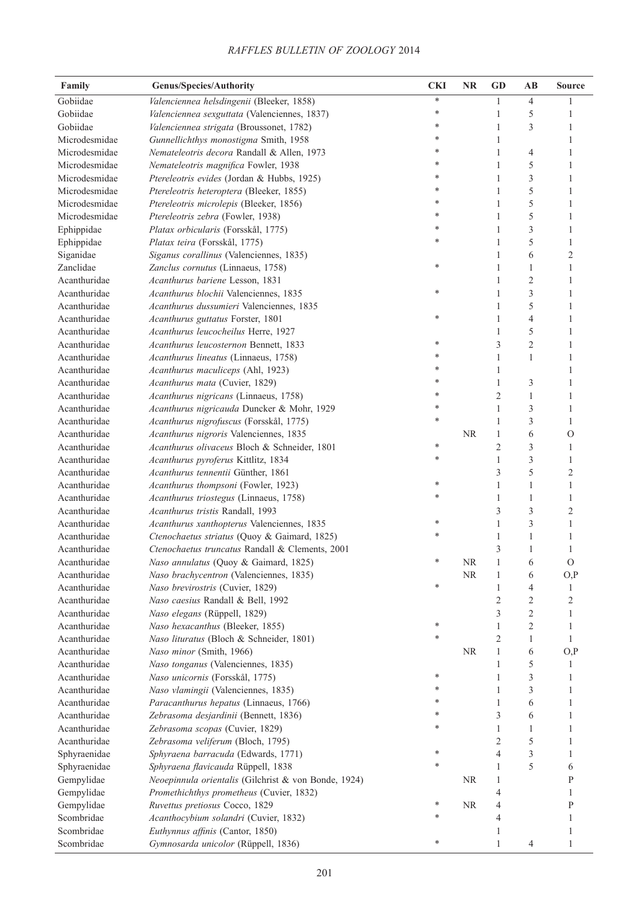| Family | Genus/Species/Authority | CKI | NR | GD | AB | Source |
|---|---|---|---|---|---|---|
| Gobiidae | *Valenciennea helsdingenii* (Bleeker, 1858) | * | | 1 | 4 | 1 |
| Gobiidae | *Valenciennea sexguttata* (Valenciennes, 1837) | * | | 1 | 5 | 1 |
| Gobiidae | *Valenciennea strigata* (Broussonet, 1782) | * | | 1 | 3 | 1 |
| Microdesmidae | *Gunnellichthys monostigma* Smith, 1958 | * | | 1 | | 1 |
| Microdesmidae | *Nemateleotris decora* Randall & Allen, 1973 | * | | 1 | 4 | 1 |
| Microdesmidae | *Nemateleotris magnifica* Fowler, 1938 | * | | 1 | 5 | 1 |
| Microdesmidae | *Ptereleotris evides* (Jordan & Hubbs, 1925) | * | | 1 | 3 | 1 |
| Microdesmidae | *Ptereleotris heteroptera* (Bleeker, 1855) | * | | 1 | 5 | 1 |
| Microdesmidae | *Ptereleotris microlepis* (Bleeker, 1856) | * | | 1 | 5 | 1 |
| Microdesmidae | *Ptereleotris zebra* (Fowler, 1938) | * | | 1 | 5 | 1 |
| Ephippidae | *Platax orbicularis* (Forsskål, 1775) | * | | 1 | 3 | 1 |
| Ephippidae | *Platax teira* (Forsskål, 1775) | * | | 1 | 5 | 1 |
| Siganidae | *Siganus corallinus* (Valenciennes, 1835) | | | 1 | 6 | 2 |
| Zanclidae | *Zanclus cornutus* (Linnaeus, 1758) | * | | 1 | 1 | 1 |
| Acanthuridae | *Acanthurus bariene* Lesson, 1831 | | | 1 | 2 | 1 |
| Acanthuridae | *Acanthurus blochii* Valenciennes, 1835 | * | | 1 | 3 | 1 |
| Acanthuridae | *Acanthurus dussumieri* Valenciennes, 1835 | | | 1 | 5 | 1 |
| Acanthuridae | *Acanthurus guttatus* Forster, 1801 | * | | 1 | 4 | 1 |
| Acanthuridae | *Acanthurus leucocheilus* Herre, 1927 | | | 1 | 5 | 1 |
| Acanthuridae | *Acanthurus leucosternon* Bennett, 1833 | * | | 3 | 2 | 1 |
| Acanthuridae | *Acanthurus lineatus* (Linnaeus, 1758) | * | | 1 | 1 | 1 |
| Acanthuridae | *Acanthurus maculiceps* (Ahl, 1923) | * | | 1 | | 1 |
| Acanthuridae | *Acanthurus mata* (Cuvier, 1829) | * | | 1 | 3 | 1 |
| Acanthuridae | *Acanthurus nigricans* (Linnaeus, 1758) | * | | 2 | 1 | 1 |
| Acanthuridae | *Acanthurus nigricauda* Duncker & Mohr, 1929 | * | | 1 | 3 | 1 |
| Acanthuridae | *Acanthurus nigrofuscus* (Forsskål, 1775) | * | | 1 | 3 | 1 |
| Acanthuridae | *Acanthurus nigroris* Valenciennes, 1835 | | NR | 1 | 6 | O |
| Acanthuridae | *Acanthurus olivaceus* Bloch & Schneider, 1801 | * | | 2 | 3 | 1 |
| Acanthuridae | *Acanthurus pyroferus* Kittlitz, 1834 | * | | 1 | 3 | 1 |
| Acanthuridae | *Acanthurus tennentii* Günther, 1861 | | | 3 | 5 | 2 |
| Acanthuridae | *Acanthurus thompsoni* (Fowler, 1923) | * | | 1 | 1 | 1 |
| Acanthuridae | *Acanthurus triostegus* (Linnaeus, 1758) | * | | 1 | 1 | 1 |
| Acanthuridae | *Acanthurus tristis* Randall, 1993 | | | 3 | 3 | 2 |
| Acanthuridae | *Acanthurus xanthopterus* Valenciennes, 1835 | * | | 1 | 3 | 1 |
| Acanthuridae | *Ctenochaetus striatus* (Quoy & Gaimard, 1825) | * | | 1 | 1 | 1 |
| Acanthuridae | *Ctenochaetus truncatus* Randall & Clements, 2001 | | | 3 | 1 | 1 |
| Acanthuridae | *Naso annulatus* (Quoy & Gaimard, 1825) | * | NR | 1 | 6 | O |
| Acanthuridae | *Naso brachycentron* (Valenciennes, 1835) | | NR | 1 | 6 | O,P |
| Acanthuridae | *Naso brevirostris* (Cuvier, 1829) | * | | 1 | 4 | 1 |
| Acanthuridae | *Naso caesius* Randall & Bell, 1992 | | | 2 | 2 | 2 |
| Acanthuridae | *Naso elegans* (Rüppell, 1829) | | | 3 | 2 | 1 |
| Acanthuridae | *Naso hexacanthus* (Bleeker, 1855) | * | | 1 | 2 | 1 |
| Acanthuridae | *Naso lituratus* (Bloch & Schneider, 1801) | * | | 2 | 1 | 1 |
| Acanthuridae | *Naso minor* (Smith, 1966) | | NR | 1 | 6 | O,P |
| Acanthuridae | *Naso tonganus* (Valenciennes, 1835) | | | 1 | 5 | 1 |
| Acanthuridae | *Naso unicornis* (Forsskål, 1775) | * | | 1 | 3 | 1 |
| Acanthuridae | *Naso vlamingii* (Valenciennes, 1835) | * | | 1 | 3 | 1 |
| Acanthuridae | *Paracanthurus hepatus* (Linnaeus, 1766) | * | | 1 | 6 | 1 |
| Acanthuridae | *Zebrasoma desjardinii* (Bennett, 1836) | * | | 3 | 6 | 1 |
| Acanthuridae | *Zebrasoma scopas* (Cuvier, 1829) | * | | 1 | 1 | 1 |
| Acanthuridae | *Zebrasoma veliferum* (Bloch, 1795) | | | 2 | 5 | 1 |
| Sphyraenidae | *Sphyraena barracuda* (Edwards, 1771) | * | | 4 | 3 | 1 |
| Sphyraenidae | *Sphyraena flavicauda* Rüppell, 1838 | * | | 1 | 5 | 6 |
| Gempylidae | *Neoepinnula orientalis* (Gilchrist & von Bonde, 1924) | | NR | 1 | | P |
| Gempylidae | *Promethichthys prometheus* (Cuvier, 1832) | | | 4 | | 1 |
| Gempylidae | *Ruvettus pretiosus* Cocco, 1829 | * | NR | 4 | | P |
| Scombridae | *Acanthocybium solandri* (Cuvier, 1832) | * | | 4 | | 1 |
| Scombridae | *Euthynnus affinis* (Cantor, 1850) | | | 1 | | 1 |
| Scombridae | *Gymnosarda unicolor* (Rüppell, 1836) | * | | 1 | 4 | 1 |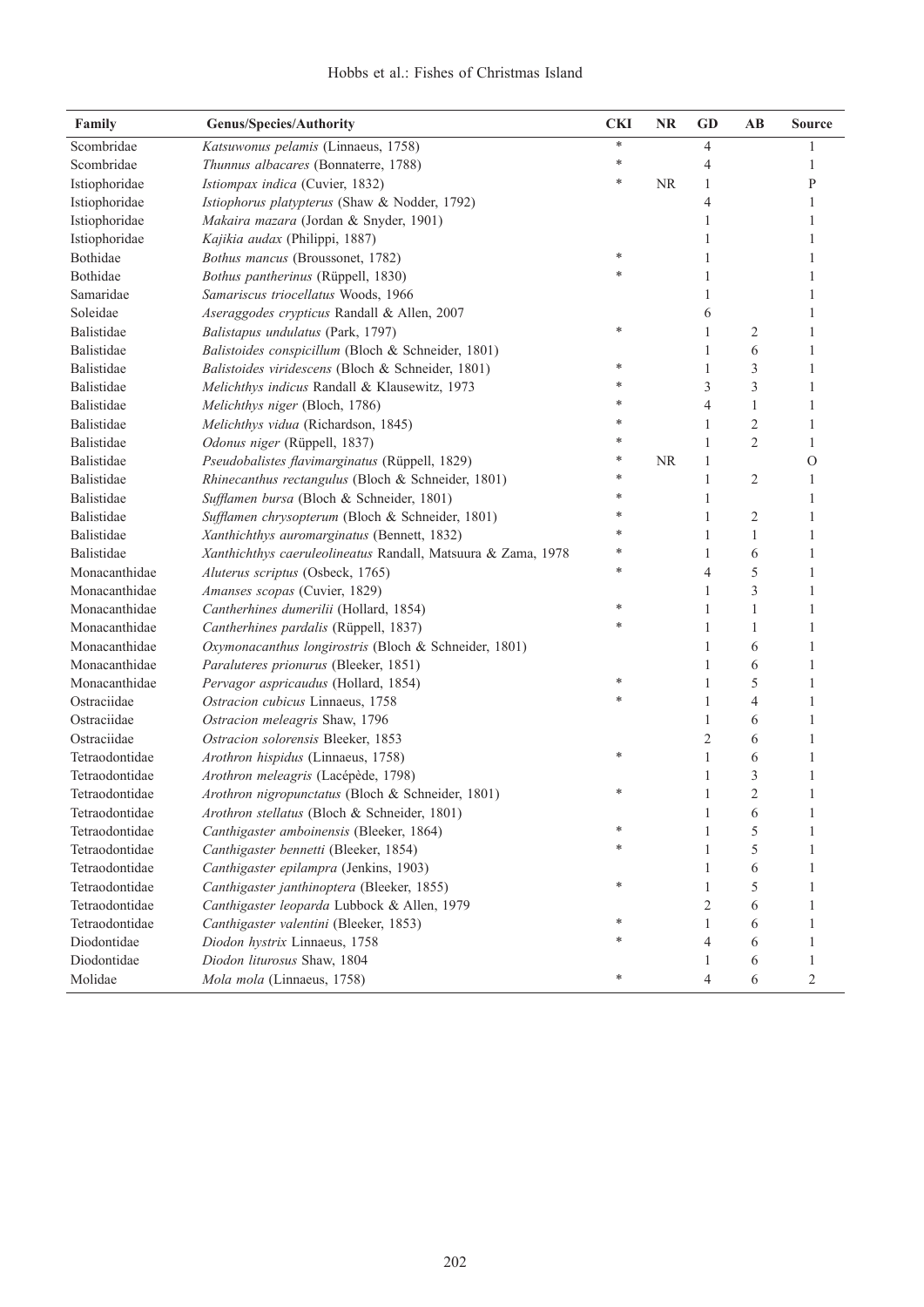| Family | Genus/Species/Authority | CKI | NR | GD | AB | Source |
|---|---|---|---|---|---|---|
| Scombridae | *Katsuwonus pelamis* (Linnaeus, 1758) | * | | 4 | | 1 |
| Scombridae | *Thunnus albacares* (Bonnaterre, 1788) | * | | 4 | | 1 |
| Istiophoridae | *Istiompax indica* (Cuvier, 1832) | * | NR | 1 | | P |
| Istiophoridae | *Istiophorus platypterus* (Shaw & Nodder, 1792) | | | 4 | | 1 |
| Istiophoridae | *Makaira mazara* (Jordan & Snyder, 1901) | | | 1 | | 1 |
| Istiophoridae | *Kajikia audax* (Philippi, 1887) | | | 1 | | 1 |
| Bothidae | *Bothus mancus* (Broussonet, 1782) | * | | 1 | | 1 |
| Bothidae | *Bothus pantherinus* (Rüppell, 1830) | * | | 1 | | 1 |
| Samaridae | *Samariscus triocellatus* Woods, 1966 | | | 1 | | 1 |
| Soleidae | *Aseraggodes crypticus* Randall & Allen, 2007 | | | 6 | | 1 |
| Balistidae | *Balistapus undulatus* (Park, 1797) | * | | 1 | 2 | 1 |
| Balistidae | *Balistoides conspicillum* (Bloch & Schneider, 1801) | | | 1 | 6 | 1 |
| Balistidae | *Balistoides viridescens* (Bloch & Schneider, 1801) | * | | 1 | 3 | 1 |
| Balistidae | *Melichthys indicus* Randall & Klausewitz, 1973 | * | | 3 | 3 | 1 |
| Balistidae | *Melichthys niger* (Bloch, 1786) | * | | 4 | 1 | 1 |
| Balistidae | *Melichthys vidua* (Richardson, 1845) | * | | 1 | 2 | 1 |
| Balistidae | *Odonus niger* (Rüppell, 1837) | * | | 1 | 2 | 1 |
| Balistidae | *Pseudobalistes flavimarginatus* (Rüppell, 1829) | * | NR | 1 | | O |
| Balistidae | *Rhinecanthus rectangulus* (Bloch & Schneider, 1801) | * | | 1 | 2 | 1 |
| Balistidae | *Sufflamen bursa* (Bloch & Schneider, 1801) | * | | 1 | | 1 |
| Balistidae | *Sufflamen chrysopterum* (Bloch & Schneider, 1801) | * | | 1 | 2 | 1 |
| Balistidae | *Xanthichthys auromarginatus* (Bennett, 1832) | * | | 1 | 1 | 1 |
| Balistidae | *Xanthichthys caeruleolineatus* Randall, Matsuura & Zama, 1978 | * | | 1 | 6 | 1 |
| Monacanthidae | *Aluterus scriptus* (Osbeck, 1765) | * | | 4 | 5 | 1 |
| Monacanthidae | *Amanses scopas* (Cuvier, 1829) | | | 1 | 3 | 1 |
| Monacanthidae | *Cantherhines dumerilii* (Hollard, 1854) | * | | 1 | 1 | 1 |
| Monacanthidae | *Cantherhines pardalis* (Rüppell, 1837) | * | | 1 | 1 | 1 |
| Monacanthidae | *Oxymonacanthus longirostris* (Bloch & Schneider, 1801) | | | 1 | 6 | 1 |
| Monacanthidae | *Paraluteres prionurus* (Bleeker, 1851) | | | 1 | 6 | 1 |
| Monacanthidae | *Pervagor aspricaudus* (Hollard, 1854) | * | | 1 | 5 | 1 |
| Ostraciidae | *Ostracion cubicus* Linnaeus, 1758 | * | | 1 | 4 | 1 |
| Ostraciidae | *Ostracion meleagris* Shaw, 1796 | | | 1 | 6 | 1 |
| Ostraciidae | *Ostracion solorensis* Bleeker, 1853 | | | 2 | 6 | 1 |
| Tetraodontidae | *Arothron hispidus* (Linnaeus, 1758) | * | | 1 | 6 | 1 |
| Tetraodontidae | *Arothron meleagris* (Lacépède, 1798) | | | 1 | 3 | 1 |
| Tetraodontidae | *Arothron nigropunctatus* (Bloch & Schneider, 1801) | * | | 1 | 2 | 1 |
| Tetraodontidae | *Arothron stellatus* (Bloch & Schneider, 1801) | | | 1 | 6 | 1 |
| Tetraodontidae | *Canthigaster amboinensis* (Bleeker, 1864) | * | | 1 | 5 | 1 |
| Tetraodontidae | *Canthigaster bennetti* (Bleeker, 1854) | * | | 1 | 5 | 1 |
| Tetraodontidae | *Canthigaster epilampra* (Jenkins, 1903) | | | 1 | 6 | 1 |
| Tetraodontidae | *Canthigaster janthinoptera* (Bleeker, 1855) | * | | 1 | 5 | 1 |
| Tetraodontidae | *Canthigaster leoparda* Lubbock & Allen, 1979 | | | 2 | 6 | 1 |
| Tetraodontidae | *Canthigaster valentini* (Bleeker, 1853) | * | | 1 | 6 | 1 |
| Diodontidae | *Diodon hystrix* Linnaeus, 1758 | * | | 4 | 6 | 1 |
| Diodontidae | *Diodon liturosus* Shaw, 1804 | | | 1 | 6 | 1 |
| Molidae | *Mola mola* (Linnaeus, 1758) | * | | 4 | 6 | 2 |